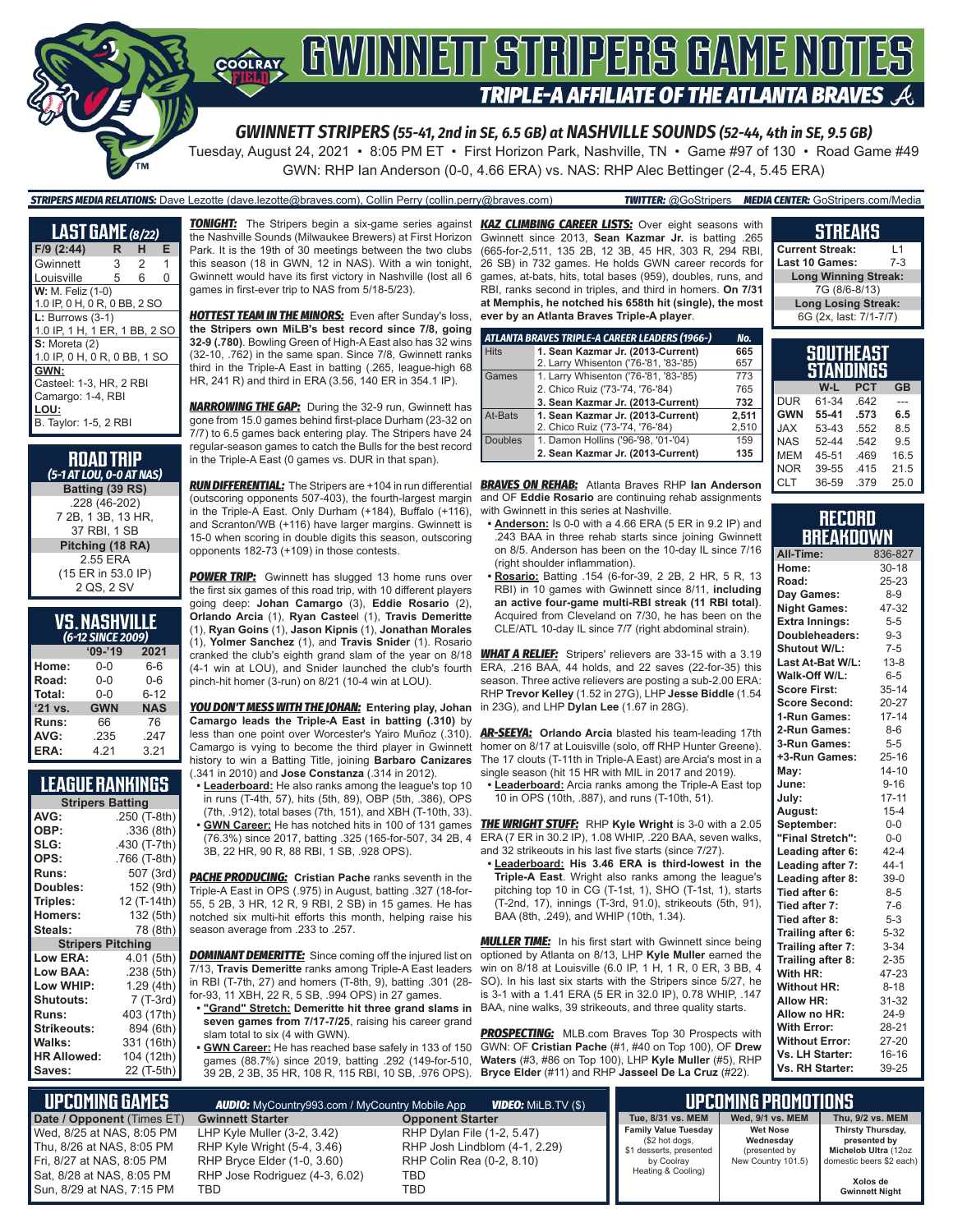# GWINNETT STRIPERS GAME NOTES

## TRIPLE-A AFFILIATE OF THE ATLANTA BRAVES

### GWINNETT STRIPERS (55-41, 2nd in SE, 6.5 GB) at NASHVILLE SOUNDS (52-44, 4th in SE, 9.5 GB)

Tuesday, August 24, 2021 • 8:05 PM ET • First Horizon Park, Nashville, TN • Game #97 of 130 • Road Game #49

GWN: RHP Ian Anderson (0-0, 4.66 ERA) vs. NAS: RHP Alec Bettinger (2-4, 5.45 ERA)

**STRIPERS MEDIA RELATIONS:** Dave Lezotte (dave.lezotte@braves.com), Collin Perry (collin.perry@braves.com) **TWITTER:** @GoStripers **MEDIA CENTER:** GoStripers.com/Media

## LAST GAME (8/22)

| F/9 (2:44) | R | H | E |
|---|---|---|---|
| Gwinnett | 3 | 2 | 1 |
| Louisville | 5 | 6 | 0 |

**W:** M. Feliz (1-0)
1.0 IP, 0 H, 0 R, 0 BB, 2 SO

**L:** Burrows (3-1)
1.0 IP, 1 H, 1 ER, 1 BB, 2 SO

**S:** Moreta (2)
1.0 IP, 0 H, 0 R, 0 BB, 1 SO

**GWN:**
Casteel: 1-3, HR, 2 RBI
Camargo: 1-4, RBI

**LOU:**
B. Taylor: 1-5, 2 RBI

## ROAD TRIP
*(5-1 AT LOU, 0-0 AT NAS)*

**Batting (39 RS)**
.228 (46-202)
7 2B, 1 3B, 13 HR,
37 RBI, 1 SB

**Pitching (18 RA)**
2.55 ERA
(15 ER in 53.0 IP)
2 QS, 2 SV

## VS. NASHVILLE
*(6-12 SINCE 2009)*

| | '09-'19 | 2021 |
|---|---|---|
| Home: | 0-0 | 6-6 |
| Road: | 0-0 | 0-6 |
| Total: | 0-0 | 6-12 |
| '21 vs. | GWN | NAS |
| Runs: | 66 | 76 |
| AVG: | .235 | .247 |
| ERA: | 4.21 | 3.21 |

## LEAGUE RANKINGS

| Stripers Batting | |
|---|---|
| AVG: | .250 (T-8th) |
| OBP: | .336 (8th) |
| SLG: | .430 (T-7th) |
| OPS: | .766 (T-8th) |
| Runs: | 507 (3rd) |
| Doubles: | 152 (9th) |
| Triples: | 12 (T-14th) |
| Homers: | 132 (5th) |
| Steals: | 78 (8th) |
| **Stripers Pitching** | |
| Low ERA: | 4.01 (5th) |
| Low BAA: | .238 (5th) |
| Low WHIP: | 1.29 (4th) |
| Shutouts: | 7 (T-3rd) |
| Runs: | 403 (17th) |
| Strikeouts: | 894 (6th) |
| Walks: | 331 (16th) |
| HR Allowed: | 104 (12th) |
| Saves: | 22 (T-5th) |

**TONIGHT:** The Stripers begin a six-game series against the Nashville Sounds (Milwaukee Brewers) at First Horizon Park. It is the 19th of 30 meetings between the two clubs this season (18 in GWN, 12 in NAS). With a win tonight, Gwinnett would have its first victory in Nashville (lost all 6 games in first-ever trip to NAS from 5/18-5/23).

**HOTTEST TEAM IN THE MINORS:** Even after Sunday's loss, **the Stripers own MiLB's best record since 7/8, going 32-9 (.780)**. Bowling Green of High-A East also has 32 wins (32-10, .762) in the same span. Since 7/8, Gwinnett ranks third in the Triple-A East in batting (.265, league-high 68 HR, 241 R) and third in ERA (3.56, 140 ER in 354.1 IP).

**NARROWING THE GAP:** During the 32-9 run, Gwinnett has gone from 15.0 games behind first-place Durham (23-32 on 7/7) to 6.5 games back entering play. The Stripers have 24 regular-season games to catch the Bulls for the best record in the Triple-A East (0 games vs. DUR in that span).

**RUN DIFFERENTIAL:** The Stripers are +104 in run differential (outscoring opponents 507-403), the fourth-largest margin in the Triple-A East. Only Durham (+184), Buffalo (+116), and Scranton/WB (+116) have larger margins. Gwinnett is 15-0 when scoring in double digits this season, outscoring opponents 182-73 (+109) in those contests.

**POWER TRIP:** Gwinnett has slugged 13 home runs over the first six games of this road trip, with 10 different players going deep: **Johan Camargo** (3), **Eddie Rosario** (2), **Orlando Arcia** (1), **Ryan Casteel** (1), **Travis Demeritte** (1), **Ryan Goins** (1), **Jason Kipnis** (1), **Jonathan Morales** (1), **Yolmer Sanchez** (1), and **Travis Snider** (1). Rosario cranked the club's eighth grand slam of the year on 8/18 (4-1 win at LOU), and Snider launched the club's fourth pinch-hit homer (3-run) on 8/21 (10-4 win at LOU).

**YOU DON'T MESS WITH THE JOHAN:** **Entering play, Johan Camargo leads the Triple-A East in batting (.310)** by less than one point over Worcester's Yairo Muñoz (.310). Camargo is vying to become the third player in Gwinnett history to win a Batting Title, joining **Barbaro Canizares** (.341 in 2010) and **Jose Constanza** (.314 in 2012).

- **Leaderboard:** He also ranks among the league's top 10 in runs (T-4th, 57), hits (5th, 89), OBP (5th, .386), OPS (7th, .912), total bases (7th, 151), and XBH (T-10th, 33).
- **GWN Career:** He has notched hits in 100 of 131 games (76.3%) since 2017, batting .325 (165-for-507, 34 2B, 4 3B, 22 HR, 90 R, 88 RBI, 1 SB, .928 OPS).

**PACHE PRODUCING:** **Cristian Pache** ranks seventh in the Triple-A East in OPS (.975) in August, batting .327 (18-for-55, 5 2B, 3 HR, 12 R, 9 RBI, 2 SB) in 15 games. He has notched six multi-hit efforts this month, helping raise his season average from .233 to .257.

**DOMINANT DEMERITTE:** Since coming off the injured list on 7/13, **Travis Demeritte** ranks among Triple-A East leaders in RBI (T-7th, 27) and homers (T-8th, 9), batting .301 (28-for-93, 11 XBH, 22 R, 5 SB, .994 OPS) in 27 games.

- **"Grand" Stretch: Demeritte hit three grand slams in seven games from 7/17-7/25**, raising his career grand slam total to six (4 with GWN).
- **GWN Career:** He has reached base safely in 133 of 150 games (88.7%) since 2019, batting .292 (149-for-510, 39 2B, 2 3B, 35 HR, 108 R, 115 RBI, 10 SB, .976 OPS).

**KAZ CLIMBING CAREER LISTS:** Over eight seasons with Gwinnett since 2013, **Sean Kazmar Jr.** is batting .265 (665-for-2,511, 135 2B, 12 3B, 45 HR, 303 R, 294 RBI, 26 SB) in 732 games. He holds GWN career records for games, at-bats, hits, total bases (959), doubles, runs, and RBI, ranks second in triples, and third in homers. **On 7/31 at Memphis, he notched his 658th hit (single), the most ever by an Atlanta Braves Triple-A player**.

| ATLANTA BRAVES TRIPLE-A CAREER LEADERS (1966-) | | No. |
|---|---|---|
| Hits | 1. Sean Kazmar Jr. (2013-Current) | 665 |
| | 2. Larry Whisenton ('76-'81, '83-'85) | 657 |
| Games | 1. Larry Whisenton ('76-'81, '83-'85) | 773 |
| | 2. Chico Ruiz ('73-'74, '76-'84) | 765 |
| | **3. Sean Kazmar Jr. (2013-Current)** | **732** |
| At-Bats | **1. Sean Kazmar Jr. (2013-Current)** | **2,511** |
| | 2. Chico Ruiz ('73-'74, '76-'84) | 2,510 |
| Doubles | 1. Damon Hollins ('96-'98, '01-'04) | 159 |
| | **2. Sean Kazmar Jr. (2013-Current)** | **135** |

**BRAVES ON REHAB:** Atlanta Braves RHP **Ian Anderson** and OF **Eddie Rosario** are continuing rehab assignments with Gwinnett in this series at Nashville.

- **Anderson:** Is 0-0 with a 4.66 ERA (5 ER in 9.2 IP) and .243 BAA in three rehab starts since joining Gwinnett on 8/5. Anderson has been on the 10-day IL since 7/16 (right shoulder inflammation).
- **Rosario:** Batting .154 (6-for-39, 2 2B, 2 HR, 5 R, 13 RBI) in 10 games with Gwinnett since 8/11, **including an active four-game multi-RBI streak (11 RBI total)**. Acquired from Cleveland on 7/30, he has been on the CLE/ATL 10-day IL since 7/7 (right abdominal strain).

**WHAT A RELIEF:** Stripers' relievers are 33-15 with a 3.19 ERA, .216 BAA, 44 holds, and 22 saves (22-for-35) this season. Three active relievers are posting a sub-2.00 ERA: RHP **Trevor Kelley** (1.52 in 27G), LHP **Jesse Biddle** (1.54 in 23G), and LHP **Dylan Lee** (1.67 in 28G).

**AR-SEEYA:** **Orlando Arcia** blasted his team-leading 17th homer on 8/17 at Louisville (solo, off RHP Hunter Greene). The 17 clouts (T-11th in Triple-A East) are Arcia's most in a single season (hit 15 HR with MIL in 2017 and 2019).

- **Leaderboard:** Arcia ranks among the Triple-A East top 10 in OPS (10th, .887), and runs (T-10th, 51).

**THE WRIGHT STUFF:** RHP **Kyle Wright** is 3-0 with a 2.05 ERA (7 ER in 30.2 IP), 1.08 WHIP, .220 BAA, seven walks, and 32 strikeouts in his last five starts (since 7/27).

- **Leaderboard: His 3.46 ERA is third-lowest in the Triple-A East.** Wright also ranks among the league's pitching top 10 in CG (T-1st, 1), SHO (T-1st, 1), starts (T-2nd, 17), innings (T-3rd, 91.0), strikeouts (5th, 91), BAA (8th, .249), and WHIP (10th, 1.34).

**MULLER TIME:** In his first start with Gwinnett since being optioned by Atlanta on 8/13, LHP **Kyle Muller** earned the win on 8/18 at Louisville (6.0 IP, 1 H, 1 R, 0 ER, 3 BB, 4 SO). In his last six starts with the Stripers since 5/27, he is 3-1 with a 1.41 ERA (5 ER in 32.0 IP), 0.78 WHIP, .147 BAA, nine walks, 39 strikeouts, and three quality starts.

**PROSPECTING:** MLB.com Braves Top 30 Prospects with GWN: OF **Cristian Pache** (#1, #40 on Top 100), OF **Drew Waters** (#3, #86 on Top 100), LHP **Kyle Muller** (#5), RHP **Bryce Elder** (#11) and RHP **Jasseel De La Cruz** (#22).

## STREAKS

| | |
|---|---|
| Current Streak: | L1 |
| Last 10 Games: | 7-3 |
| **Long Winning Streak:** | |
| 7G (8/6-8/13) | |
| **Long Losing Streak:** | |
| 6G (2x, last: 7/1-7/7) | |

## SOUTHEAST STANDINGS

| | W-L | PCT | GB |
|---|---|---|---|
| DUR | 61-34 | .642 | --- |
| **GWN** | **55-41** | **.573** | **6.5** |
| JAX | 53-43 | .552 | 8.5 |
| NAS | 52-44 | .542 | 9.5 |
| MEM | 45-51 | .469 | 16.5 |
| NOR | 39-55 | .415 | 21.5 |
| CLT | 36-59 | .379 | 25.0 |

## RECORD BREAKDOWN

| | |
|---|---|
| All-Time: | 836-827 |
| Home: | 30-18 |
| Road: | 25-23 |
| Day Games: | 8-9 |
| Night Games: | 47-32 |
| Extra Innings: | 5-5 |
| Doubleheaders: | 9-3 |
| Shutout W/L: | 7-5 |
| Last At-Bat W/L: | 13-8 |
| Walk-Off W/L: | 6-5 |
| Score First: | 35-14 |
| Score Second: | 20-27 |
| 1-Run Games: | 17-14 |
| 2-Run Games: | 8-6 |
| 3-Run Games: | 5-5 |
| +3-Run Games: | 25-16 |
| May: | 14-10 |
| June: | 9-16 |
| July: | 17-11 |
| August: | 15-4 |
| September: | 0-0 |
| "Final Stretch": | 0-0 |
| Leading after 6: | 42-4 |
| Leading after 7: | 44-1 |
| Leading after 8: | 39-0 |
| Tied after 6: | 8-5 |
| Tied after 7: | 7-6 |
| Tied after 8: | 5-3 |
| Trailing after 6: | 5-32 |
| Trailing after 7: | 3-34 |
| Trailing after 8: | 2-35 |
| With HR: | 47-23 |
| Without HR: | 8-18 |
| Allow HR: | 31-32 |
| Allow no HR: | 24-9 |
| With Error: | 28-21 |
| Without Error: | 27-20 |
| Vs. LH Starter: | 16-16 |
| Vs. RH Starter: | 39-25 |

## UPCOMING GAMES

**AUDIO:** MyCountry993.com / MyCountry Mobile App **VIDEO:** MiLB.TV ($)

| Date / Opponent (Times ET) | Gwinnett Starter | Opponent Starter |
|---|---|---|
| Wed, 8/25 at NAS, 8:05 PM | LHP Kyle Muller (3-2, 3.42) | RHP Dylan File (1-2, 5.47) |
| Thu, 8/26 at NAS, 8:05 PM | RHP Kyle Wright (5-4, 3.46) | RHP Josh Lindblom (4-1, 2.29) |
| Fri, 8/27 at NAS, 8:05 PM | RHP Bryce Elder (1-0, 3.60) | RHP Colin Rea (0-2, 8.10) |
| Sat, 8/28 at NAS, 8:05 PM | RHP Jose Rodriguez (4-3, 6.02) | TBD |
| Sun, 8/29 at NAS, 7:15 PM | TBD | TBD |

## UPCOMING PROMOTIONS

| Tue, 8/31 vs. MEM | Wed, 9/1 vs. MEM | Thu, 9/2 vs. MEM |
|---|---|---|
| **Family Value Tuesday** ($2 hot dogs, $1 desserts, presented by Coolray Heating & Cooling) | **Wet Nose Wednesday** (presented by New Country 101.5) | **Thirsty Thursday, presented by Michelob Ultra** (12oz domestic beers $2 each) **Xolos de Gwinnett Night** |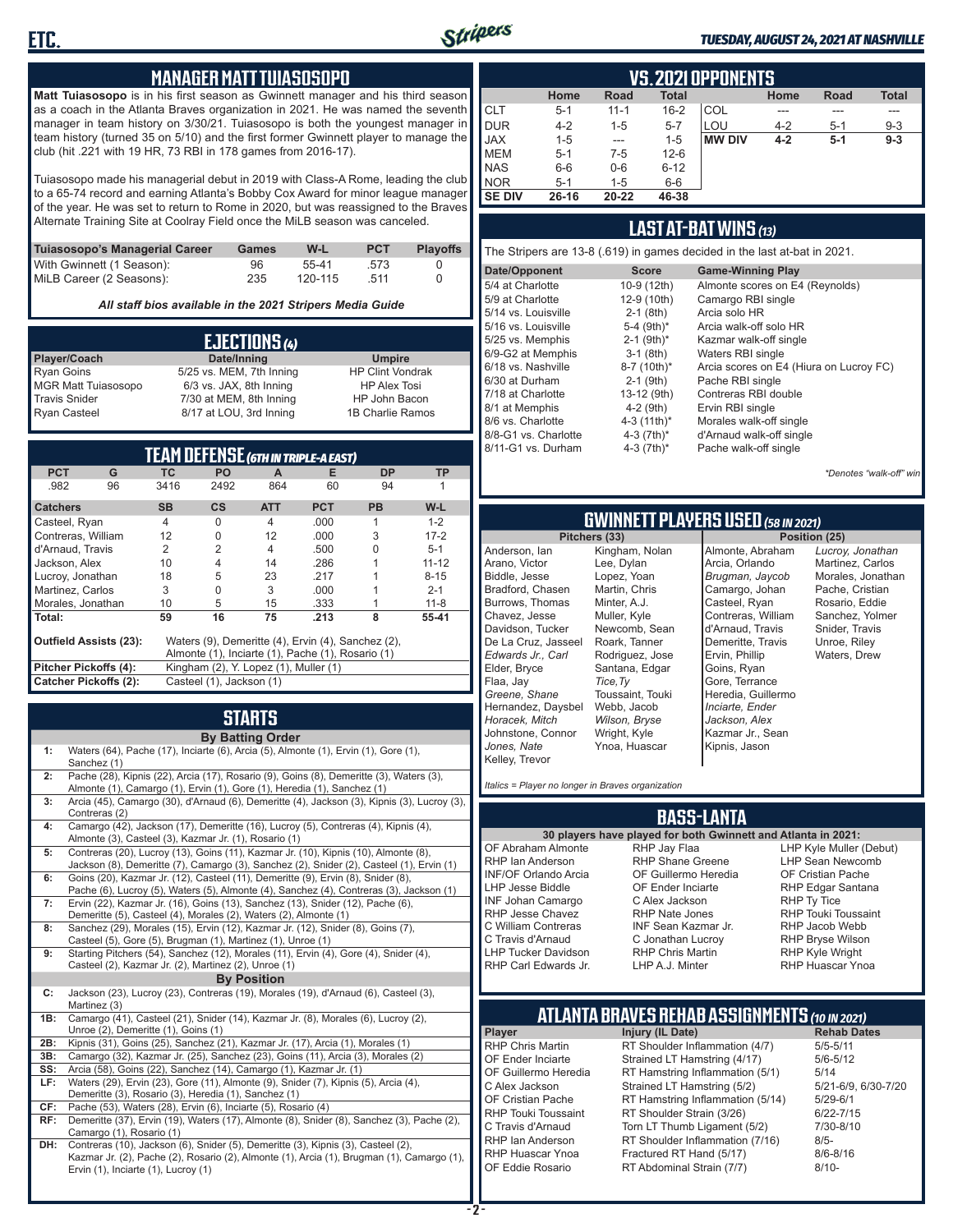## MANAGER MATT TUIASOSOPO

**Matt Tuiasosopo** is in his first season as Gwinnett manager and his third season as a coach in the Atlanta Braves organization in 2021. He was named the seventh manager in team history on 3/30/21. Tuiasosopo is both the youngest manager in team history (turned 35 on 5/10) and the first former Gwinnett player to manage the club (hit .221 with 19 HR, 73 RBI in 178 games from 2016-17).

Tuiasosopo made his managerial debut in 2019 with Class-A Rome, leading the club to a 65-74 record and earning Atlanta's Bobby Cox Award for minor league manager of the year. He was set to return to Rome in 2020, but was reassigned to the Braves Alternate Training Site at Coolray Field once the MiLB season was canceled.

| Tuiasosopo's Managerial Career | Games | W-L | PCT | Playoffs |
|---|---|---|---|---|
| With Gwinnett (1 Season): | 96 | 55-41 | .573 | 0 |
| MiLB Career (2 Seasons): | 235 | 120-115 | .511 | 0 |

*All staff bios available in the 2021 Stripers Media Guide*

## EJECTIONS (4)

| Player/Coach | Date/Inning | Umpire |
|---|---|---|
| Ryan Goins | 5/25 vs. MEM, 7th Inning | HP Clint Vondrak |
| MGR Matt Tuiasosopo | 6/3 vs. JAX, 8th Inning | HP Alex Tosi |
| Travis Snider | 7/30 at MEM, 8th Inning | HP John Bacon |
| Ryan Casteel | 8/17 at LOU, 3rd Inning | 1B Charlie Ramos |

## TEAM DEFENSE (6TH IN TRIPLE-A EAST)

| PCT | G | TC | PO | A | E | DP | TP |
|---|---|---|---|---|---|---|---|
| .982 | 96 | 3416 | 2492 | 864 | 60 | 94 | 1 |

| Catchers | SB | CS | ATT | PCT | PB | W-L |
|---|---|---|---|---|---|---|
| Casteel, Ryan | 4 | 0 | 4 | .000 | 1 | 1-2 |
| Contreras, William | 12 | 0 | 12 | .000 | 3 | 17-2 |
| d'Arnaud, Travis | 2 | 2 | 4 | .500 | 0 | 5-1 |
| Jackson, Alex | 10 | 4 | 14 | .286 | 1 | 11-12 |
| Lucroy, Jonathan | 18 | 5 | 23 | .217 | 1 | 8-15 |
| Martinez, Carlos | 3 | 0 | 3 | .000 | 1 | 2-1 |
| Morales, Jonathan | 10 | 5 | 15 | .333 | 1 | 11-8 |
| **Total:** | **59** | **16** | **75** | **.213** | **8** | **55-41** |

| | |
|---|---|
| **Outfield Assists (23):** | Waters (9), Demeritte (4), Ervin (4), Sanchez (2), Almonte (1), Inciarte (1), Pache (1), Rosario (1) |
| **Pitcher Pickoffs (4):** | Kingham (2), Y. Lopez (1), Muller (1) |
| **Catcher Pickoffs (2):** | Casteel (1), Jackson (1) |

## STARTS

**By Batting Order**

| | |
|---|---|
| 1: | Waters (64), Pache (17), Inciarte (6), Arcia (5), Almonte (1), Ervin (1), Gore (1), Sanchez (1) |
| 2: | Pache (28), Kipnis (22), Arcia (17), Rosario (9), Goins (8), Demeritte (3), Waters (3), Almonte (1), Camargo (1), Ervin (1), Gore (1), Heredia (1), Sanchez (1) |
| 3: | Arcia (45), Camargo (30), d'Arnaud (6), Demeritte (4), Jackson (3), Kipnis (3), Lucroy (3), Contreras (2) |
| 4: | Camargo (42), Jackson (17), Demeritte (16), Lucroy (5), Contreras (4), Kipnis (4), Almonte (3), Casteel (3), Kazmar Jr. (1), Rosario (1) |
| 5: | Contreras (20), Lucroy (13), Goins (11), Kazmar Jr. (10), Kipnis (10), Almonte (8), Jackson (8), Demeritte (7), Camargo (7), Sanchez (2), Snider (2), Casteel (1), Ervin (1) |
| 6: | Goins (20), Kazmar Jr. (12), Casteel (11), Demeritte (9), Ervin (8), Snider (8), Pache (6), Lucroy (5), Waters (5), Almonte (4), Sanchez (4), Contreras (3), Jackson (1) |
| 7: | Ervin (22), Kazmar Jr. (16), Goins (13), Sanchez (13), Snider (12), Pache (6), Demeritte (5), Casteel (4), Morales (2), Waters (2), Almonte (1) |
| 8: | Sanchez (29), Morales (15), Ervin (12), Kazmar Jr. (12), Snider (8), Goins (7), Casteel (5), Gore (5), Brugman (1), Martinez (1), Unroe (1) |
| 9: | Starting Pitchers (54), Sanchez (12), Morales (11), Ervin (4), Gore (4), Snider (4), Casteel (2), Kazmar Jr. (2), Martinez (2), Unroe (1) |

**By Position**

| | |
|---|---|
| C: | Jackson (23), Lucroy (23), Contreras (19), Morales (19), d'Arnaud (6), Casteel (3), Martinez (3) |
| 1B: | Camargo (41), Casteel (21), Snider (14), Kazmar Jr. (8), Morales (6), Lucroy (2), Unroe (2), Demeritte (1), Goins (1) |
| 2B: | Kipnis (31), Goins (25), Sanchez (21), Kazmar Jr. (17), Arcia (1), Morales (1) |
| 3B: | Camargo (32), Kazmar Jr. (25), Sanchez (23), Goins (11), Arcia (3), Morales (2) |
| SS: | Arcia (58), Goins (22), Sanchez (14), Camargo (1), Kazmar Jr. (1) |
| LF: | Waters (29), Ervin (23), Gore (11), Almonte (9), Snider (7), Kipnis (5), Arcia (4), Demeritte (3), Rosario (3), Heredia (1), Sanchez (1) |
| CF: | Pache (53), Waters (28), Ervin (6), Inciarte (5), Rosario (4) |
| RF: | Demeritte (37), Ervin (19), Waters (17), Almonte (8), Snider (8), Sanchez (3), Pache (2), Camargo (1), Rosario (1) |
| DH: | Contreras (10), Jackson (6), Snider (5), Demeritte (3), Kipnis (3), Casteel (2), Kazmar Jr. (2), Pache (2), Rosario (2), Almonte (1), Arcia (1), Brugman (1), Camargo (1), Ervin (1), Inciarte (1), Lucroy (1) |

## VS. 2021 OPPONENTS

| | Home | Road | Total | | Home | Road | Total |
|---|---|---|---|---|---|---|---|
| CLT | 5-1 | 11-1 | 16-2 | COL | --- | --- | --- |
| DUR | 4-2 | 1-5 | 5-7 | LOU | 4-2 | 5-1 | 9-3 |
| JAX | 1-5 | --- | 1-5 | **MW DIV** | **4-2** | **5-1** | **9-3** |
| MEM | 5-1 | 7-5 | 12-6 | | | | |
| NAS | 6-6 | 0-6 | 6-12 | | | | |
| NOR | 5-1 | 1-5 | 6-6 | | | | |
| **SE DIV** | **26-16** | **20-22** | **46-38** | | | | |

## LAST AT-BAT WINS (13)

The Stripers are 13-8 (.619) in games decided in the last at-bat in 2021.

| Date/Opponent | Score | Game-Winning Play |
|---|---|---|
| 5/4 at Charlotte | 10-9 (12th) | Almonte scores on E4 (Reynolds) |
| 5/9 at Charlotte | 12-9 (10th) | Camargo RBI single |
| 5/14 vs. Louisville | 2-1 (8th) | Arcia solo HR |
| 5/16 vs. Louisville | 5-4 (9th)* | Arcia walk-off solo HR |
| 5/25 vs. Memphis | 2-1 (9th)* | Kazmar walk-off single |
| 6/9-G2 at Memphis | 3-1 (8th) | Waters RBI single |
| 6/18 vs. Nashville | 8-7 (10th)* | Arcia scores on E4 (Hiura on Lucroy FC) |
| 6/30 at Durham | 2-1 (9th) | Pache RBI single |
| 7/18 at Charlotte | 13-12 (9th) | Contreras RBI double |
| 8/1 at Memphis | 4-2 (9th) | Ervin RBI single |
| 8/6 vs. Charlotte | 4-3 (11th)* | Morales walk-off single |
| 8/8-G1 vs. Charlotte | 4-3 (7th)* | d'Arnaud walk-off single |
| 8/11-G1 vs. Durham | 4-3 (7th)* | Pache walk-off single |

*\*Denotes "walk-off" win*

## GWINNETT PLAYERS USED (58 IN 2021)

| Pitchers (33) | | Position (25) | |
|---|---|---|---|
| Anderson, Ian | Kingham, Nolan | Almonte, Abraham | *Lucroy, Jonathan* |
| Arano, Victor | Lee, Dylan | Arcia, Orlando | Martinez, Carlos |
| Biddle, Jesse | Lopez, Yoan | *Brugman, Jaycob* | Morales, Jonathan |
| Bradford, Chasen | Martin, Chris | Camargo, Johan | Pache, Cristian |
| Burrows, Thomas | Minter, A.J. | Casteel, Ryan | Rosario, Eddie |
| Chavez, Jesse | Muller, Kyle | Contreras, William | Sanchez, Yolmer |
| Davidson, Tucker | Newcomb, Sean | d'Arnaud, Travis | Snider, Travis |
| De La Cruz, Jasseel | Roark, Tanner | Demeritte, Travis | Unroe, Riley |
| *Edwards Jr., Carl* | Rodriguez, Jose | Ervin, Phillip | Waters, Drew |
| Elder, Bryce | Santana, Edgar | Goins, Ryan | |
| Flaa, Jay | *Tice, Ty* | Gore, Terrance | |
| *Greene, Shane* | Toussaint, Touki | Heredia, Guillermo | |
| Hernandez, Daysbel | Webb, Jacob | *Inciarte, Ender* | |
| *Horacek, Mitch* | *Wilson, Bryse* | *Jackson, Alex* | |
| Johnstone, Connor | Wright, Kyle | Kazmar Jr., Sean | |
| *Jones, Nate* | Ynoa, Huascar | Kipnis, Jason | |
| Kelley, Trevor | | | |

*Italics = Player no longer in Braves organization*

## BASS-LANTA

**30 players have played for both Gwinnett and Atlanta in 2021:**

| | | |
|---|---|---|
| OF Abraham Almonte | RHP Jay Flaa | LHP Kyle Muller (Debut) |
| RHP Ian Anderson | RHP Shane Greene | LHP Sean Newcomb |
| INF/OF Orlando Arcia | OF Guillermo Heredia | OF Cristian Pache |
| LHP Jesse Biddle | OF Ender Inciarte | RHP Edgar Santana |
| INF Johan Camargo | C Alex Jackson | RHP Ty Tice |
| RHP Jesse Chavez | RHP Nate Jones | RHP Touki Toussaint |
| C William Contreras | INF Sean Kazmar Jr. | RHP Jacob Webb |
| C Travis d'Arnaud | C Jonathan Lucroy | RHP Bryse Wilson |
| LHP Tucker Davidson | RHP Chris Martin | RHP Kyle Wright |
| RHP Carl Edwards Jr. | LHP A.J. Minter | RHP Huascar Ynoa |

## ATLANTA BRAVES REHAB ASSIGNMENTS (10 IN 2021)

| Player | Injury (IL Date) | Rehab Dates |
|---|---|---|
| RHP Chris Martin | RT Shoulder Inflammation (4/7) | 5/5-5/11 |
| OF Ender Inciarte | Strained LT Hamstring (4/17) | 5/6-5/12 |
| OF Guillermo Heredia | RT Hamstring Inflammation (5/1) | 5/14 |
| C Alex Jackson | Strained LT Hamstring (5/2) | 5/21-6/9, 6/30-7/20 |
| OF Cristian Pache | RT Hamstring Inflammation (5/14) | 5/29-6/1 |
| RHP Touki Toussaint | RT Shoulder Strain (3/26) | 6/22-7/15 |
| C Travis d'Arnaud | Torn LT Thumb Ligament (5/2) | 7/30-8/10 |
| RHP Ian Anderson | RT Shoulder Inflammation (7/16) | 8/5- |
| RHP Huascar Ynoa | Fractured RT Hand (5/17) | 8/6-8/16 |
| OF Eddie Rosario | RT Abdominal Strain (7/7) | 8/10- |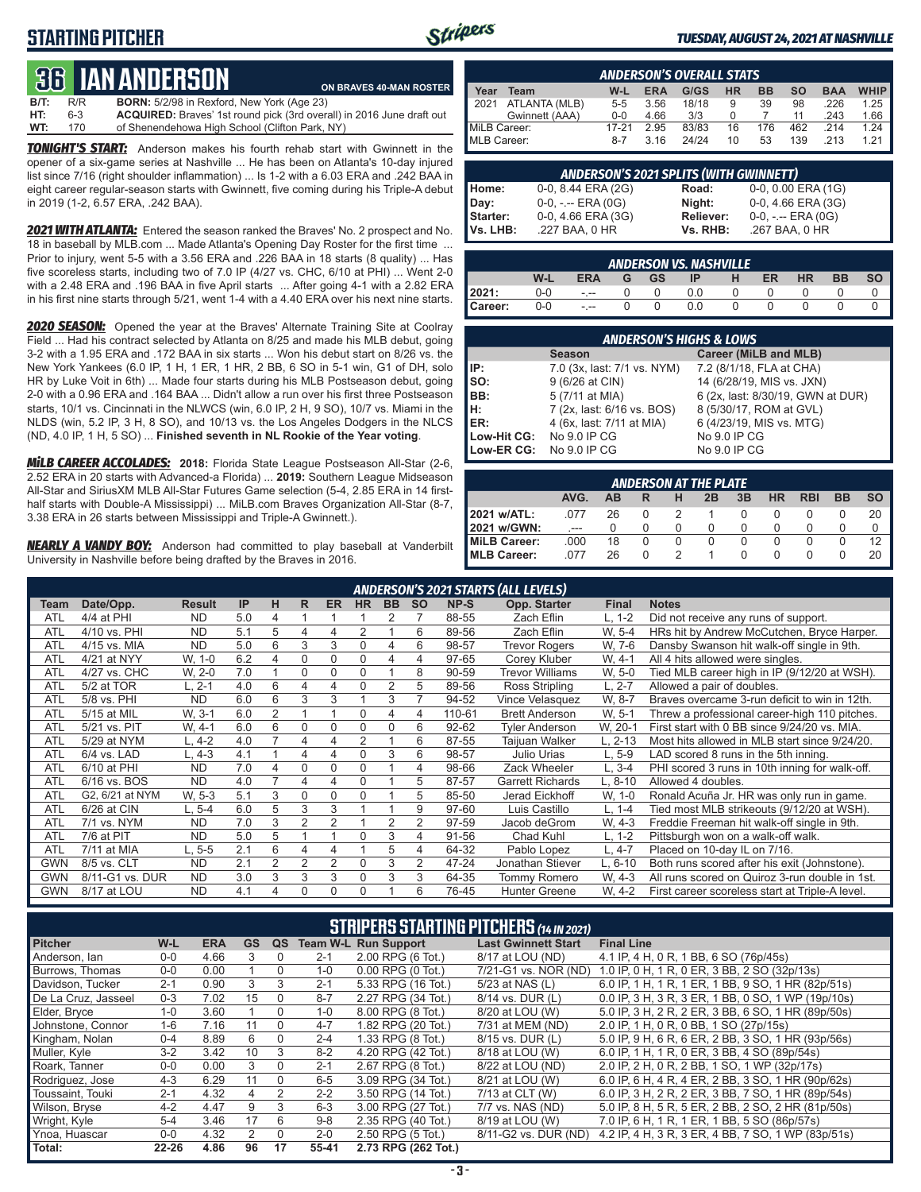# STARTING PITCHER

*TUESDAY, AUGUST 24, 2021 AT NASHVILLE*

## 36 IAN ANDERSON

**ON BRAVES 40-MAN ROSTER**

**B/T:** R/R **BORN:** 5/2/98 in Rexford, New York (Age 23)
**HT:** 6-3 **ACQUIRED:** Braves' 1st round pick (3rd overall) in 2016 June draft out
**WT:** 170 of Shenendehowa High School (Clifton Park, NY)

***TONIGHT'S START:*** Anderson makes his fourth rehab start with Gwinnett in the opener of a six-game series at Nashville ... He has been on Atlanta's 10-day injured list since 7/16 (right shoulder inflammation) ... Is 1-2 with a 6.03 ERA and .242 BAA in eight career regular-season starts with Gwinnett, five coming during his Triple-A debut in 2019 (1-2, 6.57 ERA, .242 BAA).

***2021 WITH ATLANTA:*** Entered the season ranked the Braves' No. 2 prospect and No. 18 in baseball by MLB.com ... Made Atlanta's Opening Day Roster for the first time ... Prior to injury, went 5-5 with a 3.56 ERA and .226 BAA in 18 starts (8 quality) ... Has five scoreless starts, including two of 7.0 IP (4/27 vs. CHC, 6/10 at PHI) ... Went 2-0 with a 2.48 ERA and .196 BAA in five April starts ... After going 4-1 with a 2.82 ERA in his first nine starts through 5/21, went 1-4 with a 4.40 ERA over his next nine starts.

***2020 SEASON:*** Opened the year at the Braves' Alternate Training Site at Coolray Field ... Had his contract selected by Atlanta on 8/25 and made his MLB debut, going 3-2 with a 1.95 ERA and .172 BAA in six starts ... Won his debut start on 8/26 vs. the New York Yankees (6.0 IP, 1 H, 1 ER, 1 HR, 2 BB, 6 SO in 5-1 win, G1 of DH, solo HR by Luke Voit in 6th) ... Made four starts during his MLB Postseason debut, going 2-0 with a 0.96 ERA and .164 BAA ... Didn't allow a run over his first three Postseason starts, 10/1 vs. Cincinnati in the NLWCS (win, 6.0 IP, 2 H, 9 SO), 10/7 vs. Miami in the NLDS (win, 5.2 IP, 3 H, 8 SO), and 10/13 vs. the Los Angeles Dodgers in the NLCS (ND, 4.0 IP, 1 H, 5 SO) ... **Finished seventh in NL Rookie of the Year voting**.

***MiLB CAREER ACCOLADES:*** **2018:** Florida State League Postseason All-Star (2-6, 2.52 ERA in 20 starts with Advanced-a Florida) ... **2019:** Southern League Midseason All-Star and SiriusXM MLB All-Star Futures Game selection (5-4, 2.85 ERA in 14 first-half starts with Double-A Mississippi) ... MiLB.com Braves Organization All-Star (8-7, 3.38 ERA in 26 starts between Mississippi and Triple-A Gwinnett.).

***NEARLY A VANDY BOY:*** Anderson had committed to play baseball at Vanderbilt University in Nashville before being drafted by the Braves in 2016.

### ANDERSON'S OVERALL STATS

| Year | Team | W-L | ERA | G/GS | HR | BB | SO | BAA | WHIP |
|---|---|---|---|---|---|---|---|---|---|
| 2021 | ATLANTA (MLB) | 5-5 | 3.56 | 18/18 | 9 | 39 | 98 | .226 | 1.25 |
| | Gwinnett (AAA) | 0-0 | 4.66 | 3/3 | 0 | 7 | 11 | .243 | 1.66 |
| MiLB Career: | | 17-21 | 2.95 | 83/83 | 16 | 176 | 462 | .214 | 1.24 |
| MLB Career: | | 8-7 | 3.16 | 24/24 | 10 | 53 | 139 | .213 | 1.21 |

### ANDERSON'S 2021 SPLITS (WITH GWINNETT)

| | | | |
|---|---|---|---|
| Home: | 0-0, 8.44 ERA (2G) | Road: | 0-0, 0.00 ERA (1G) |
| Day: | 0-0, -.-- ERA (0G) | Night: | 0-0, 4.66 ERA (3G) |
| Starter: | 0-0, 4.66 ERA (3G) | Reliever: | 0-0, -.-- ERA (0G) |
| Vs. LHB: | .227 BAA, 0 HR | Vs. RHB: | .267 BAA, 0 HR |

### ANDERSON VS. NASHVILLE

| | W-L | ERA | G | GS | IP | H | ER | HR | BB | SO |
|---|---|---|---|---|---|---|---|---|---|---|
| 2021: | 0-0 | -.-- | 0 | 0 | 0.0 | 0 | 0 | 0 | 0 | 0 |
| Career: | 0-0 | -.-- | 0 | 0 | 0.0 | 0 | 0 | 0 | 0 | 0 |

### ANDERSON'S HIGHS & LOWS

| | Season | Career (MiLB and MLB) |
|---|---|---|
| IP: | 7.0 (3x, last: 7/1 vs. NYM) | 7.2 (8/1/18, FLA at CHA) |
| SO: | 9 (6/26 at CIN) | 14 (6/28/19, MIS vs. JXN) |
| BB: | 5 (7/11 at MIA) | 6 (2x, last: 8/30/19, GWN at DUR) |
| H: | 7 (2x, last: 6/16 vs. BOS) | 8 (5/30/17, ROM at GVL) |
| ER: | 4 (6x, last: 7/11 at MIA) | 6 (4/23/19, MIS vs. MTG) |
| Low-Hit CG: | No 9.0 IP CG | No 9.0 IP CG |
| Low-ER CG: | No 9.0 IP CG | No 9.0 IP CG |

### ANDERSON AT THE PLATE

| | AVG. | AB | R | H | 2B | 3B | HR | RBI | BB | SO |
|---|---|---|---|---|---|---|---|---|---|---|
| 2021 w/ATL: | .077 | 26 | 0 | 2 | 1 | 0 | 0 | 0 | 0 | 20 |
| 2021 w/GWN: | .--- | 0 | 0 | 0 | 0 | 0 | 0 | 0 | 0 | 0 |
| MiLB Career: | .000 | 18 | 0 | 0 | 0 | 0 | 0 | 0 | 0 | 12 |
| MLB Career: | .077 | 26 | 0 | 2 | 1 | 0 | 0 | 0 | 0 | 20 |

### ANDERSON'S 2021 STARTS (ALL LEVELS)

| Team | Date/Opp. | Result | IP | H | R | ER | HR | BB | SO | NP-S | Opp. Starter | Final | Notes |
|---|---|---|---|---|---|---|---|---|---|---|---|---|---|
| ATL | 4/4 at PHI | ND | 5.0 | 4 | 1 | 1 | 1 | 2 | 7 | 88-55 | Zach Eflin | L, 1-2 | Did not receive any runs of support. |
| ATL | 4/10 vs. PHI | ND | 5.1 | 5 | 4 | 4 | 2 | 1 | 6 | 89-56 | Zach Eflin | W, 5-4 | HRs hit by Andrew McCutchen, Bryce Harper. |
| ATL | 4/15 vs. MIA | ND | 5.0 | 6 | 3 | 3 | 0 | 4 | 6 | 98-57 | Trevor Rogers | W, 7-6 | Dansby Swanson hit walk-off single in 9th. |
| ATL | 4/21 at NYY | W, 1-0 | 6.2 | 4 | 0 | 0 | 0 | 4 | 4 | 97-65 | Corey Kluber | W, 4-1 | All 4 hits allowed were singles. |
| ATL | 4/27 vs. CHC | W, 2-0 | 7.0 | 1 | 0 | 0 | 0 | 1 | 8 | 90-59 | Trevor Williams | W, 5-0 | Tied MLB career high in IP (9/12/20 at WSH). |
| ATL | 5/2 at TOR | L, 2-1 | 4.0 | 6 | 4 | 4 | 0 | 2 | 5 | 89-56 | Ross Stripling | L, 2-7 | Allowed a pair of doubles. |
| ATL | 5/8 vs. PHI | ND | 6.0 | 6 | 3 | 3 | 1 | 3 | 7 | 94-52 | Vince Velasquez | W, 8-7 | Braves overcame 3-run deficit to win in 12th. |
| ATL | 5/15 at MIL | W, 3-1 | 6.0 | 2 | 1 | 1 | 0 | 4 | 4 | 110-61 | Brett Anderson | W, 5-1 | Threw a professional career-high 110 pitches. |
| ATL | 5/21 vs. PIT | W, 4-1 | 6.0 | 6 | 0 | 0 | 0 | 0 | 6 | 92-62 | Tyler Anderson | W, 20-1 | First start with 0 BB since 9/24/20 vs. MIA. |
| ATL | 5/29 at NYM | L, 4-2 | 4.0 | 7 | 4 | 4 | 2 | 1 | 6 | 87-55 | Taijuan Walker | L, 2-13 | Most hits allowed in MLB start since 9/24/20. |
| ATL | 6/4 vs. LAD | L, 4-3 | 4.1 | 1 | 4 | 4 | 0 | 3 | 6 | 98-57 | Julio Urias | L, 5-9 | LAD scored 8 runs in the 5th inning. |
| ATL | 6/10 at PHI | ND | 7.0 | 4 | 0 | 0 | 0 | 1 | 4 | 98-66 | Zack Wheeler | L, 3-4 | PHI scored 3 runs in 10th inning for walk-off. |
| ATL | 6/16 vs. BOS | ND | 4.0 | 7 | 4 | 4 | 0 | 1 | 5 | 87-57 | Garrett Richards | L, 8-10 | Allowed 4 doubles. |
| ATL | G2, 6/21 at NYM | W, 5-3 | 5.1 | 3 | 0 | 0 | 0 | 1 | 5 | 85-50 | Jerad Eickhoff | W, 1-0 | Ronald Acuña Jr. HR was only run in game. |
| ATL | 6/26 at CIN | L, 5-4 | 6.0 | 5 | 3 | 3 | 1 | 1 | 9 | 97-60 | Luis Castillo | L, 1-4 | Tied most MLB strikeouts (9/12/20 at WSH). |
| ATL | 7/1 vs. NYM | ND | 7.0 | 3 | 2 | 2 | 1 | 2 | 2 | 97-59 | Jacob deGrom | W, 4-3 | Freddie Freeman hit walk-off single in 9th. |
| ATL | 7/6 at PIT | ND | 5.0 | 5 | 1 | 1 | 0 | 3 | 4 | 91-56 | Chad Kuhl | L, 1-2 | Pittsburgh won on a walk-off walk. |
| ATL | 7/11 at MIA | L, 5-5 | 2.1 | 6 | 4 | 4 | 1 | 5 | 4 | 64-32 | Pablo Lopez | L, 4-7 | Placed on 10-day IL on 7/16. |
| GWN | 8/5 vs. CLT | ND | 2.1 | 2 | 2 | 2 | 0 | 3 | 2 | 47-24 | Jonathan Stiever | L, 6-10 | Both runs scored after his exit (Johnstone). |
| GWN | 8/11-G1 vs. DUR | ND | 3.0 | 3 | 3 | 3 | 0 | 3 | 3 | 64-35 | Tommy Romero | W, 4-3 | All runs scored on Quiroz 3-run double in 1st. |
| GWN | 8/17 at LOU | ND | 4.1 | 4 | 0 | 0 | 0 | 1 | 6 | 76-45 | Hunter Greene | W, 4-2 | First career scoreless start at Triple-A level. |

### STRIPERS STARTING PITCHERS *(14 IN 2021)*

| Pitcher | W-L | ERA | GS | QS | Team W-L | Run Support | Last Gwinnett Start | Final Line |
|---|---|---|---|---|---|---|---|---|
| Anderson, Ian | 0-0 | 4.66 | 3 | 0 | 2-1 | 2.00 RPG (6 Tot.) | 8/17 at LOU (ND) | 4.1 IP, 4 H, 0 R, 1 BB, 6 SO (76p/45s) |
| Burrows, Thomas | 0-0 | 0.00 | 1 | 0 | 1-0 | 0.00 RPG (0 Tot.) | 7/21-G1 vs. NOR (ND) | 1.0 IP, 0 H, 1 R, 0 ER, 3 BB, 2 SO (32p/13s) |
| Davidson, Tucker | 2-1 | 0.90 | 3 | 3 | 2-1 | 5.33 RPG (16 Tot.) | 5/23 at NAS (L) | 6.0 IP, 1 H, 1 R, 1 ER, 1 BB, 9 SO, 1 HR (82p/51s) |
| De La Cruz, Jasseel | 0-3 | 7.02 | 15 | 0 | 8-7 | 2.27 RPG (34 Tot.) | 8/14 vs. DUR (L) | 0.0 IP, 3 H, 3 R, 3 ER, 1 BB, 0 SO, 1 WP (19p/10s) |
| Elder, Bryce | 1-0 | 3.60 | 1 | 0 | 1-0 | 8.00 RPG (8 Tot.) | 8/20 at LOU (W) | 5.0 IP, 3 H, 2 R, 2 ER, 3 BB, 6 SO, 1 HR (89p/50s) |
| Johnstone, Connor | 1-6 | 7.16 | 11 | 0 | 4-7 | 1.82 RPG (20 Tot.) | 7/31 at MEM (ND) | 2.0 IP, 1 H, 0 R, 0 BB, 1 SO (27p/15s) |
| Kingham, Nolan | 0-4 | 8.89 | 6 | 0 | 2-4 | 1.33 RPG (8 Tot.) | 8/15 vs. DUR (L) | 5.0 IP, 9 H, 6 R, 6 ER, 2 BB, 3 SO, 1 HR (93p/56s) |
| Muller, Kyle | 3-2 | 3.42 | 10 | 3 | 8-2 | 4.20 RPG (42 Tot.) | 8/18 at LOU (W) | 6.0 IP, 1 H, 1 R, 0 ER, 3 BB, 4 SO (89p/54s) |
| Roark, Tanner | 0-0 | 0.00 | 3 | 0 | 2-1 | 2.67 RPG (8 Tot.) | 8/22 at LOU (ND) | 2.0 IP, 2 H, 0 R, 2 BB, 1 SO, 1 WP (32p/17s) |
| Rodriguez, Jose | 4-3 | 6.29 | 11 | 0 | 6-5 | 3.09 RPG (34 Tot.) | 8/21 at LOU (W) | 6.0 IP, 6 H, 4 R, 4 ER, 2 BB, 3 SO, 1 HR (90p/62s) |
| Toussaint, Touki | 2-1 | 4.32 | 4 | 2 | 2-2 | 3.50 RPG (14 Tot.) | 7/13 at CLT (W) | 6.0 IP, 3 H, 2 R, 2 ER, 3 BB, 7 SO, 1 HR (89p/54s) |
| Wilson, Bryse | 4-2 | 4.47 | 9 | 3 | 6-3 | 3.00 RPG (27 Tot.) | 7/7 vs. NAS (ND) | 5.0 IP, 8 H, 5 R, 5 ER, 2 BB, 2 SO, 2 HR (81p/50s) |
| Wright, Kyle | 5-4 | 3.46 | 17 | 6 | 9-8 | 2.35 RPG (40 Tot.) | 8/19 at LOU (W) | 7.0 IP, 6 H, 1 R, 1 ER, 1 BB, 5 SO (86p/57s) |
| Ynoa, Huascar | 0-0 | 4.32 | 2 | 0 | 2-0 | 2.50 RPG (5 Tot.) | 8/11-G2 vs. DUR (ND) | 4.2 IP, 4 H, 3 R, 3 ER, 4 BB, 7 SO, 1 WP (83p/51s) |
| **Total:** | **22-26** | **4.86** | **96** | **17** | **55-41** | **2.73 RPG (262 Tot.)** | | |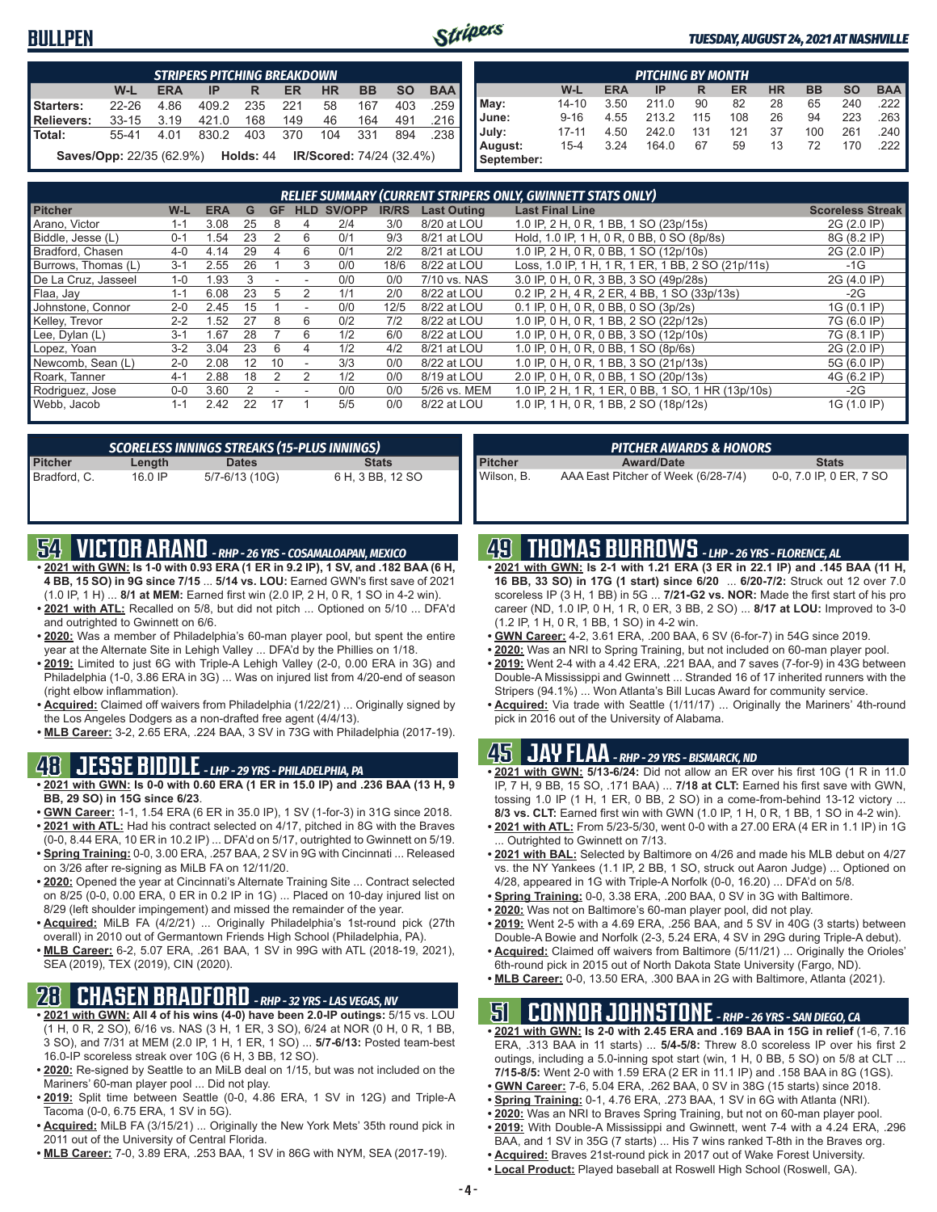# BULLPEN

*TUESDAY, AUGUST 24, 2021 AT NASHVILLE*

| STRIPERS PITCHING BREAKDOWN | W-L | ERA | IP | R | ER | HR | BB | SO | BAA |
|---|---|---|---|---|---|---|---|---|---|
| Starters: | 22-26 | 4.86 | 409.2 | 235 | 221 | 58 | 167 | 403 | .259 |
| Relievers: | 33-15 | 3.19 | 421.0 | 168 | 149 | 46 | 164 | 491 | .216 |
| Total: | 55-41 | 4.01 | 830.2 | 403 | 370 | 104 | 331 | 894 | .238 |

**Saves/Opp:** 22/35 (62.9%) **Holds:** 44 **IR/Scored:** 74/24 (32.4%)

| PITCHING BY MONTH | W-L | ERA | IP | R | ER | HR | BB | SO | BAA |
|---|---|---|---|---|---|---|---|---|---|
| May: | 14-10 | 3.50 | 211.0 | 90 | 82 | 28 | 65 | 240 | .222 |
| June: | 9-16 | 4.55 | 213.2 | 115 | 108 | 26 | 94 | 223 | .263 |
| July: | 17-11 | 4.50 | 242.0 | 131 | 121 | 37 | 100 | 261 | .240 |
| August: | 15-4 | 3.24 | 164.0 | 67 | 59 | 13 | 72 | 170 | .222 |
| September: | | | | | | | | | |

### RELIEF SUMMARY (CURRENT STRIPERS ONLY, GWINNETT STATS ONLY)

| Pitcher | W-L | ERA | G | GF | HLD | SV/OPP | IR/RS | Last Outing | Last Final Line | Scoreless Streak |
|---|---|---|---|---|---|---|---|---|---|---|
| Arano, Victor | 1-1 | 3.08 | 25 | 8 | 4 | 2/4 | 3/0 | 8/20 at LOU | 1.0 IP, 2 H, 0 R, 1 BB, 1 SO (23p/15s) | 2G (2.0 IP) |
| Biddle, Jesse (L) | 0-1 | 1.54 | 23 | 2 | 6 | 0/1 | 9/3 | 8/21 at LOU | Hold, 1.0 IP, 1 H, 0 R, 0 BB, 0 SO (8p/8s) | 8G (8.2 IP) |
| Bradford, Chasen | 4-0 | 4.14 | 29 | 4 | 6 | 0/1 | 2/2 | 8/21 at LOU | 1.0 IP, 2 H, 0 R, 0 BB, 1 SO (12p/10s) | 2G (2.0 IP) |
| Burrows, Thomas (L) | 3-1 | 2.55 | 26 | 1 | 3 | 0/0 | 18/6 | 8/22 at LOU | Loss, 1.0 IP, 1 H, 1 R, 1 ER, 1 BB, 2 SO (21p/11s) | -1G |
| De La Cruz, Jasseel | 1-0 | 1.93 | 3 | - | - | 0/0 | 0/0 | 7/10 vs. NAS | 3.0 IP, 0 H, 0 R, 3 BB, 3 SO (49p/28s) | 2G (4.0 IP) |
| Flaa, Jay | 1-1 | 6.08 | 23 | 5 | 2 | 1/1 | 2/0 | 8/22 at LOU | 0.2 IP, 2 H, 4 R, 2 ER, 4 BB, 1 SO (33p/13s) | -2G |
| Johnstone, Connor | 2-0 | 2.45 | 15 | 1 | - | 0/0 | 12/5 | 8/22 at LOU | 0.1 IP, 0 H, 0 R, 0 BB, 0 SO (3p/2s) | 1G (0.1 IP) |
| Kelley, Trevor | 2-2 | 1.52 | 27 | 8 | 6 | 0/2 | 7/2 | 8/22 at LOU | 1.0 IP, 0 H, 0 R, 1 BB, 2 SO (22p/12s) | 7G (6.0 IP) |
| Lee, Dylan (L) | 3-1 | 1.67 | 28 | 7 | 6 | 1/2 | 6/0 | 8/22 at LOU | 1.0 IP, 0 H, 0 R, 0 BB, 3 SO (12p/10s) | 7G (8.1 IP) |
| Lopez, Yoan | 3-2 | 3.04 | 23 | 6 | 4 | 1/2 | 4/2 | 8/21 at LOU | 1.0 IP, 0 H, 0 R, 0 BB, 1 SO (8p/6s) | 2G (2.0 IP) |
| Newcomb, Sean (L) | 2-0 | 2.08 | 12 | 10 | - | 3/3 | 0/0 | 8/22 at LOU | 1.0 IP, 0 H, 0 R, 1 BB, 3 SO (21p/13s) | 5G (6.0 IP) |
| Roark, Tanner | 4-1 | 2.88 | 18 | 2 | 2 | 1/2 | 0/0 | 8/19 at LOU | 2.0 IP, 0 H, 0 R, 0 BB, 1 SO (20p/13s) | 4G (6.2 IP) |
| Rodriguez, Jose | 0-0 | 3.60 | 2 | - | - | 0/0 | 0/0 | 5/26 vs. MEM | 1.0 IP, 2 H, 1 R, 1 ER, 0 BB, 1 SO, 1 HR (13p/10s) | -2G |
| Webb, Jacob | 1-1 | 2.42 | 22 | 17 | 1 | 5/5 | 0/0 | 8/22 at LOU | 1.0 IP, 1 H, 0 R, 1 BB, 2 SO (18p/12s) | 1G (1.0 IP) |

### SCORELESS INNINGS STREAKS (15-PLUS INNINGS)

| Pitcher | Length | Dates | Stats |
|---|---|---|---|
| Bradford, C. | 16.0 IP | 5/7-6/13 (10G) | 6 H, 3 BB, 12 SO |

### PITCHER AWARDS & HONORS

| Pitcher | Award/Date | Stats |
|---|---|---|
| Wilson, B. | AAA East Pitcher of Week (6/28-7/4) | 0-0, 7.0 IP, 0 ER, 7 SO |

## 54 VICTOR ARANO - RHP - 26 YRS - COSAMALOAPAN, MEXICO

- **2021 with GWN: Is 1-0 with 0.93 ERA (1 ER in 9.2 IP) and .182 BAA (6 H, 4 BB, 15 SO) in 9G since 7/15** ... **5/14 vs. LOU:** Earned GWN's first save of 2021 (1.0 IP, 1 H) ... **8/1 at MEM:** Earned first win (2.0 IP, 2 H, 0 R, 1 SO in 4-2 win).
- **2021 with ATL:** Recalled on 5/8, but did not pitch ... Optioned on 5/10 ... DFA'd and outrighted to Gwinnett on 6/6.
- **2020:** Was a member of Philadelphia's 60-man player pool, but spent the entire year at the Alternate Site in Lehigh Valley ... DFA'd by the Phillies on 1/18.
- **2019:** Limited to just 6G with Triple-A Lehigh Valley (2-0, 0.00 ERA in 3G) and Philadelphia (1-0, 3.86 ERA in 3G) ... Was on injured list from 4/20-end of season (right elbow inflammation).
- **Acquired:** Claimed off waivers from Philadelphia (1/22/21) ... Originally signed by the Los Angeles Dodgers as a non-drafted free agent (4/4/13).
- **MLB Career:** 3-2, 2.65 ERA, .224 BAA, 3 SV in 73G with Philadelphia (2017-19).

## 48 JESSE BIDDLE - LHP - 29 YRS - PHILADELPHIA, PA

- **2021 with GWN: Is 0-0 with 0.60 ERA (1 ER in 15.0 IP) and .236 BAA (13 H, 9 BB, 29 SO) in 15G since 6/23**.
- **GWN Career:** 1-1, 1.54 ERA (6 ER in 35.0 IP), 1 SV (1-for-3) in 31G since 2018.
- **2021 with ATL:** Had his contract selected on 4/17, pitched in 8G with the Braves (0-0, 8.44 ERA, 10 ER in 10.2 IP) ... DFA'd on 5/17, outrighted to Gwinnett on 5/19.
- **Spring Training:** 0-0, 3.00 ERA, .257 BAA, 2 SV in 9G with Cincinnati ... Released on 3/26 after re-signing as MiLB FA on 12/11/20.
- **2020:** Opened the year at Cincinnati's Alternate Training Site ... Contract selected on 8/25 (0-0, 0.00 ERA, 0 ER in 0.2 IP in 1G) ... Placed on 10-day injured list on 8/29 (left shoulder impingement) and missed the remainder of the year.
- **Acquired:** MiLB FA (4/2/21) ... Originally Philadelphia's 1st-round pick (27th overall) in 2010 out of Germantown Friends High School (Philadelphia, PA).
- **MLB Career:** 6-2, 5.07 ERA, .261 BAA, 1 SV in 99G with ATL (2018-19, 2021), SEA (2019), TEX (2019), CIN (2020).

## 28 CHASEN BRADFORD - RHP - 32 YRS - LAS VEGAS, NV

- **2021 with GWN: All 4 of his wins (4-0) have been 2.0-IP outings:** 5/15 vs. LOU (1 H, 0 R, 2 SO), 6/16 vs. NAS (3 H, 1 ER, 3 SO), 6/24 at NOR (0 H, 0 R, 1 BB, 3 SO), and 7/31 at MEM (2.0 IP, 1 H, 1 ER, 1 SO) ... **5/7-6/13:** Posted team-best 16.0-IP scoreless streak over 10G (6 H, 3 BB, 12 SO).
- **2020:** Re-signed by Seattle to an MiLB deal on 1/15, but was not included on the Mariners' 60-man player pool ... Did not play.
- **2019:** Split time between Seattle (0-0, 4.86 ERA, 1 SV in 12G) and Triple-A Tacoma (0-0, 6.75 ERA, 1 SV in 5G).
- **Acquired:** MiLB FA (3/15/21) ... Originally the New York Mets' 35th round pick in 2011 out of the University of Central Florida.
- **MLB Career:** 7-0, 3.89 ERA, .253 BAA, 1 SV in 86G with NYM, SEA (2017-19).

## 49 THOMAS BURROWS - LHP - 26 YRS - FLORENCE, AL

- **2021 with GWN: Is 2-1 with 1.21 ERA (3 ER in 22.1 IP) and .145 BAA (11 H, 16 BB, 33 SO) in 17G (1 start) since 6/20** ... **6/20-7/2:** Struck out 12 over 7.0 scoreless IP (3 H, 1 BB) in 5G ... **7/21-G2 vs. NOR:** Made the first start of his pro career (ND, 1.0 IP, 0 H, 1 R, 0 ER, 3 BB, 2 SO) ... **8/17 at LOU:** Improved to 3-0 (1.2 IP, 1 H, 0 R, 1 BB, 1 SO) in 4-2 win.
- **GWN Career:** 4-2, 3.61 ERA, .200 BAA, 6 SV (6-for-7) in 54G since 2019.
- **2020:** Was an NRI to Spring Training, but not included on 60-man player pool.
- **2019:** Went 2-4 with a 4.42 ERA, .221 BAA, and 7 saves (7-for-9) in 43G between Double-A Mississippi and Gwinnett ... Stranded 16 of 17 inherited runners with the Stripers (94.1%) ... Won Atlanta's Bill Lucas Award for community service.
- **Acquired:** Via trade with Seattle (1/11/17) ... Originally the Mariners' 4th-round pick in 2016 out of the University of Alabama.

## 45 JAY FLAA - RHP - 29 YRS - BISMARCK, ND

- **2021 with GWN: 5/13-6/24:** Did not allow an ER over his first 10G (1 R in 11.0 IP, 7 H, 9 BB, 15 SO, .171 BAA) ... **7/18 at CLT:** Earned his first save with GWN, tossing 1.0 IP (1 H, 1 ER, 0 BB, 2 SO) in a come-from-behind 13-12 victory ... **8/3 vs. CLT:** Earned first win with GWN (1.0 IP, 1 H, 0 R, 1 BB, 1 SO in 4-2 win).
- **2021 with ATL:** From 5/23-5/30, went 0-0 with a 27.00 ERA (4 ER in 1.1 IP) in 1G ... Outrighted to Gwinnett on 7/13.
- **2021 with BAL:** Selected by Baltimore on 4/26 and made his MLB debut on 4/27 vs. the NY Yankees (1.1 IP, 2 BB, 1 SO, struck out Aaron Judge) ... Optioned on 4/28, appeared in 1G with Triple-A Norfolk (0-0, 16.20) ... DFA'd on 5/8.
- **Spring Training:** 0-0, 3.38 ERA, .200 BAA, 0 SV in 3G with Baltimore.
- **2020:** Was not on Baltimore's 60-man player pool, did not play.
- **2019:** Went 2-5 with a 4.69 ERA, .256 BAA, and 5 SV in 40G (3 starts) between Double-A Bowie and Norfolk (2-3, 5.24 ERA, 4 SV in 29G during Triple-A debut).
- **Acquired:** Claimed off waivers from Baltimore (5/11/21) ... Originally the Orioles' 6th-round pick in 2015 out of North Dakota State University (Fargo, ND).
- **MLB Career:** 0-0, 13.50 ERA, .300 BAA in 2G with Baltimore, Atlanta (2021).

## 51 CONNOR JOHNSTONE - RHP - 26 YRS - SAN DIEGO, CA

- **2021 with GWN: Is 2-0 with 2.45 ERA and .169 BAA in 15G in relief** (1-6, 7.16 ERA, .313 BAA in 11 starts) ... **5/4-5/8:** Threw 8.0 scoreless IP over his first 2 outings, including a 5.0-inning spot start (win, 1 H, 0 BB, 5 SO) on 5/8 at CLT ... **7/15-8/5:** Went 2-0 with 1.59 ERA (2 ER in 11.1 IP) and .158 BAA in 8G (1GS).
- **GWN Career:** 7-6, 5.04 ERA, .262 BAA, 0 SV in 38G (15 starts) since 2018.
- **Spring Training:** 0-1, 4.76 ERA, .273 BAA, 1 SV in 6G with Atlanta (NRI).
- **2020:** Was an NRI to Braves Spring Training, but not on 60-man player pool.
- **2019:** With Double-A Mississippi and Gwinnett, went 7-4 with a 4.24 ERA, .296 BAA, and 1 SV in 35G (7 starts) ... His 7 wins ranked T-8th in the Braves org.
- **Acquired:** Braves 21st-round pick in 2017 out of Wake Forest University.
- **Local Product:** Played baseball at Roswell High School (Roswell, GA).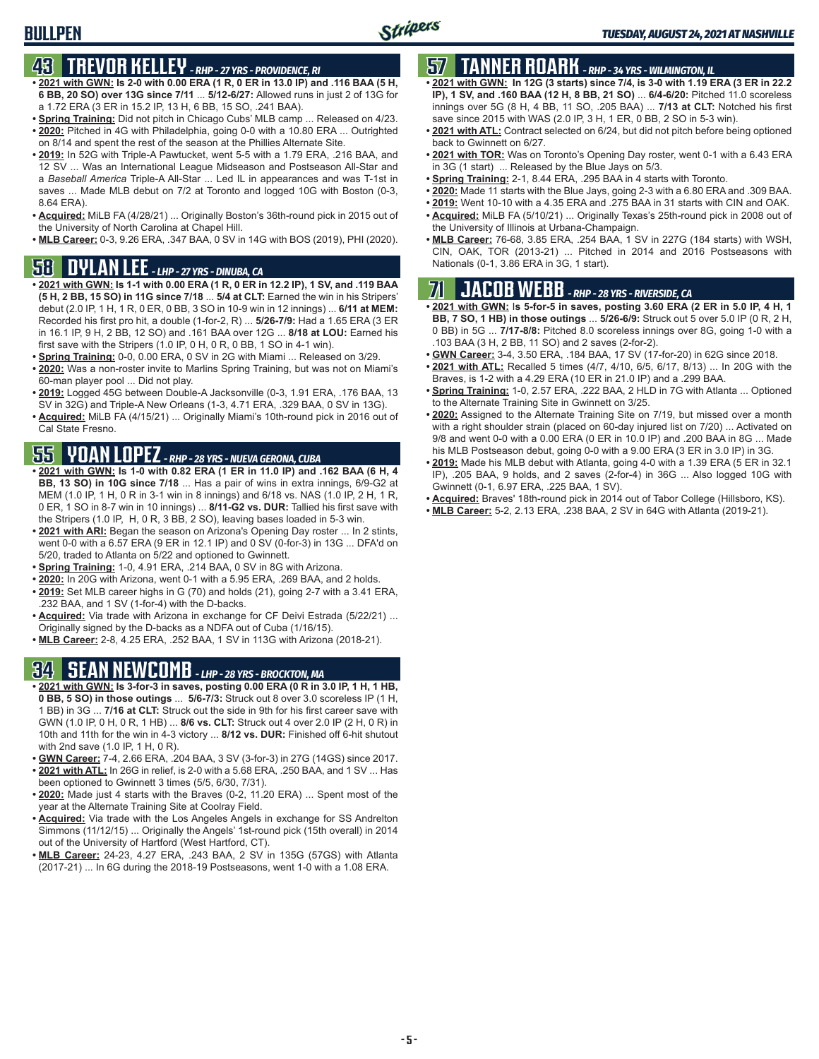# BULLPEN

## 43 TREVOR KELLEY - RHP - 27 YRS - PROVIDENCE, RI

- **2021 with GWN: Is 2-0 with 0.00 ERA (1 R, 0 ER in 13.0 IP) and .116 BAA (5 H, 6 BB, 20 SO) over 13G since 7/11** ... **5/12-6/27:** Allowed runs in just 2 of 13G for a 1.72 ERA (3 ER in 15.2 IP, 13 H, 6 BB, 15 SO, .241 BAA).
- **Spring Training:** Did not pitch in Chicago Cubs' MLB camp ... Released on 4/23.
- **2020:** Pitched in 4G with Philadelphia, going 0-0 with a 10.80 ERA ... Outrighted on 8/14 and spent the rest of the season at the Phillies Alternate Site.
- **2019:** In 52G with Triple-A Pawtucket, went 5-5 with a 1.79 ERA, .216 BAA, and 12 SV ... Was an International League Midseason and Postseason All-Star and a *Baseball America* Triple-A All-Star ... Led IL in appearances and was T-1st in saves ... Made MLB debut on 7/2 at Toronto and logged 10G with Boston (0-3, 8.64 ERA).
- **Acquired:** MiLB FA (4/28/21) ... Originally Boston's 36th-round pick in 2015 out of the University of North Carolina at Chapel Hill.
- **MLB Career:** 0-3, 9.26 ERA, .347 BAA, 0 SV in 14G with BOS (2019), PHI (2020).

## 58 DYLAN LEE - LHP - 27 YRS - DINUBA, CA

- **2021 with GWN: Is 1-1 with 0.00 ERA (1 R, 0 ER in 12.2 IP), 1 SV, and .119 BAA (5 H, 2 BB, 15 SO) in 11G since 7/18** ... **5/4 at CLT:** Earned the win in his Stripers' debut (2.0 IP, 1 H, 1 R, 0 ER, 0 BB, 3 SO in 10-9 win in 12 innings) ... **6/11 at MEM:** Recorded his first pro hit, a double (1-for-2, R) ... **5/26-7/9:** Had a 1.65 ERA (3 ER in 16.1 IP, 9 H, 2 BB, 12 SO) and .161 BAA over 12G ... **8/18 at LOU:** Earned his first save with the Stripers (1.0 IP, 0 H, 0 R, 0 BB, 1 SO in 4-1 win).
- **Spring Training:** 0-0, 0.00 ERA, 0 SV in 2G with Miami ... Released on 3/29.
- **2020:** Was a non-roster invite to Marlins Spring Training, but was not on Miami's 60-man player pool ... Did not play.
- **2019:** Logged 45G between Double-A Jacksonville (0-3, 1.91 ERA, .176 BAA, 13 SV in 32G) and Triple-A New Orleans (1-3, 4.71 ERA, .329 BAA, 0 SV in 13G).
- **Acquired:** MiLB FA (4/15/21) ... Originally Miami's 10th-round pick in 2016 out of Cal State Fresno.

## 55 YOAN LOPEZ - RHP - 28 YRS - NUEVA GERONA, CUBA

- **2021 with GWN: Is 1-0 with 0.82 ERA (1 ER in 11.0 IP) and .162 BAA (6 H, 4 BB, 13 SO) in 10G since 7/18** ... Has a pair of wins in extra innings, 6/9-G2 at MEM (1.0 IP, 1 H, 0 R in 3-1 win in 8 innings) and 6/18 vs. NAS (1.0 IP, 2 H, 1 R, 0 ER, 1 SO in 8-7 win in 10 innings) ... **8/11-G2 vs. DUR:** Tallied his first save with the Stripers (1.0 IP, H, 0 R, 3 BB, 2 SO), leaving bases loaded in 5-3 win.
- **2021 with ARI:** Began the season on Arizona's Opening Day roster ... In 2 stints, went 0-0 with a 6.57 ERA (9 ER in 12.1 IP) and 0 SV (0-for-3) in 13G ... DFA'd on 5/20, traded to Atlanta on 5/22 and optioned to Gwinnett.
- **Spring Training:** 1-0, 4.91 ERA, .214 BAA, 0 SV in 8G with Arizona.
- **2020:** In 20G with Arizona, went 0-1 with a 5.95 ERA, .269 BAA, and 2 holds.
- **2019:** Set MLB career highs in G (70) and holds (21), going 2-7 with a 3.41 ERA, .232 BAA, and 1 SV (1-for-4) with the D-backs.
- **Acquired:** Via trade with Arizona in exchange for CF Deivi Estrada (5/22/21) ... Originally signed by the D-backs as a NDFA out of Cuba (1/16/15).
- **MLB Career:** 2-8, 4.25 ERA, .252 BAA, 1 SV in 113G with Arizona (2018-21).

## 34 SEAN NEWCOMB - LHP - 28 YRS - BROCKTON, MA

- **2021 with GWN: Is 3-for-3 in saves, posting 0.00 ERA (0 R in 3.0 IP, 1 H, 1 HB, 0 BB, 5 SO) in those outings** ... **5/6-7/3:** Struck out 8 over 3.0 scoreless IP (1 H, 1 BB) in 3G ... **7/16 at CLT:** Struck out the side in 9th for his first career save with GWN (1.0 IP, 0 H, 0 R, 1 HB) ... **8/6 vs. CLT:** Struck out 4 over 2.0 IP (2 H, 0 R) in 10th and 11th for the win in 4-3 victory ... **8/12 vs. DUR:** Finished off 6-hit shutout with 2nd save (1.0 IP, 1 H, 0 R).
- **GWN Career:** 7-4, 2.66 ERA, .204 BAA, 3 SV (3-for-3) in 27G (14GS) since 2017.
- **2021 with ATL:** In 26G in relief, is 2-0 with a 5.68 ERA, .250 BAA, and 1 SV ... Has been optioned to Gwinnett 3 times (5/5, 6/30, 7/31).
- **2020:** Made just 4 starts with the Braves (0-2, 11.20 ERA) ... Spent most of the year at the Alternate Training Site at Coolray Field.
- **Acquired:** Via trade with the Los Angeles Angels in exchange for SS Andrelton Simmons (11/12/15) ... Originally the Angels' 1st-round pick (15th overall) in 2014 out of the University of Hartford (West Hartford, CT).
- **MLB Career:** 24-23, 4.27 ERA, .243 BAA, 2 SV in 135G (57GS) with Atlanta (2017-21) ... In 6G during the 2018-19 Postseasons, went 1-0 with a 1.08 ERA.

## 57 TANNER ROARK - RHP - 34 YRS - WILMINGTON, IL

- **2021 with GWN: In 12G (3 starts) since 7/4, is 3-0 with 1.19 ERA (3 ER in 22.2 IP), 1 SV, and .160 BAA (12 H, 8 BB, 21 SO)** ... **6/4-6/20:** Pitched 11.0 scoreless innings over 5G (8 H, 4 BB, 11 SO, .205 BAA) ... **7/13 at CLT:** Notched his first save since 2015 with WAS (2.0 IP, 3 H, 1 ER, 0 BB, 2 SO in 5-3 win).
- **2021 with ATL:** Contract selected on 6/24, but did not pitch before being optioned back to Gwinnett on 6/27.
- **2021 with TOR:** Was on Toronto's Opening Day roster, went 0-1 with a 6.43 ERA in 3G (1 start) ... Released by the Blue Jays on 5/3.
- **Spring Training:** 2-1, 8.44 ERA, .295 BAA in 4 starts with Toronto.
- **2020:** Made 11 starts with the Blue Jays, going 2-3 with a 6.80 ERA and .309 BAA.
- **2019:** Went 10-10 with a 4.35 ERA and .275 BAA in 31 starts with CIN and OAK.
- **Acquired:** MiLB FA (5/10/21) ... Originally Texas's 25th-round pick in 2008 out of the University of Illinois at Urbana-Champaign.
- **MLB Career:** 76-68, 3.85 ERA, .254 BAA, 1 SV in 227G (184 starts) with WSH, CIN, OAK, TOR (2013-21) ... Pitched in 2014 and 2016 Postseasons with Nationals (0-1, 3.86 ERA in 3G, 1 start).

## 71 JACOB WEBB - RHP - 28 YRS - RIVERSIDE, CA

- **2021 with GWN: Is 5-for-5 in saves, posting 3.60 ERA (2 ER in 5.0 IP, 4 H, 1 BB, 7 SO, 1 HB) in those outings** ... **5/26-6/9:** Struck out 5 over 5.0 IP (0 R, 2 H, 0 BB) in 5G ... **7/17-8/8:** Pitched 8.0 scoreless innings over 8G, going 1-0 with a .103 BAA (3 H, 2 BB, 11 SO) and 2 saves (2-for-2).
- **GWN Career:** 3-4, 3.50 ERA, .184 BAA, 17 SV (17-for-20) in 62G since 2018.
- **2021 with ATL:** Recalled 5 times (4/7, 4/10, 6/5, 6/17, 8/13) ... In 20G with the Braves, is 1-2 with a 4.29 ERA (10 ER in 21.0 IP) and a .299 BAA.
- **Spring Training:** 1-0, 2.57 ERA, .222 BAA, 2 HLD in 7G with Atlanta ... Optioned to the Alternate Training Site in Gwinnett on 3/25.
- **2020:** Assigned to the Alternate Training Site on 7/19, but missed over a month with a right shoulder strain (placed on 60-day injured list on 7/20) ... Activated on 9/8 and went 0-0 with a 0.00 ERA (0 ER in 10.0 IP) and .200 BAA in 8G ... Made his MLB Postseason debut, going 0-0 with a 9.00 ERA (3 ER in 3.0 IP) in 3G.
- **2019:** Made his MLB debut with Atlanta, going 4-0 with a 1.39 ERA (5 ER in 32.1 IP), .205 BAA, 9 holds, and 2 saves (2-for-4) in 36G ... Also logged 10G with Gwinnett (0-1, 6.97 ERA, .225 BAA, 1 SV).
- **Acquired:** Braves' 18th-round pick in 2014 out of Tabor College (Hillsboro, KS).
- **MLB Career:** 5-2, 2.13 ERA, .238 BAA, 2 SV in 64G with Atlanta (2019-21).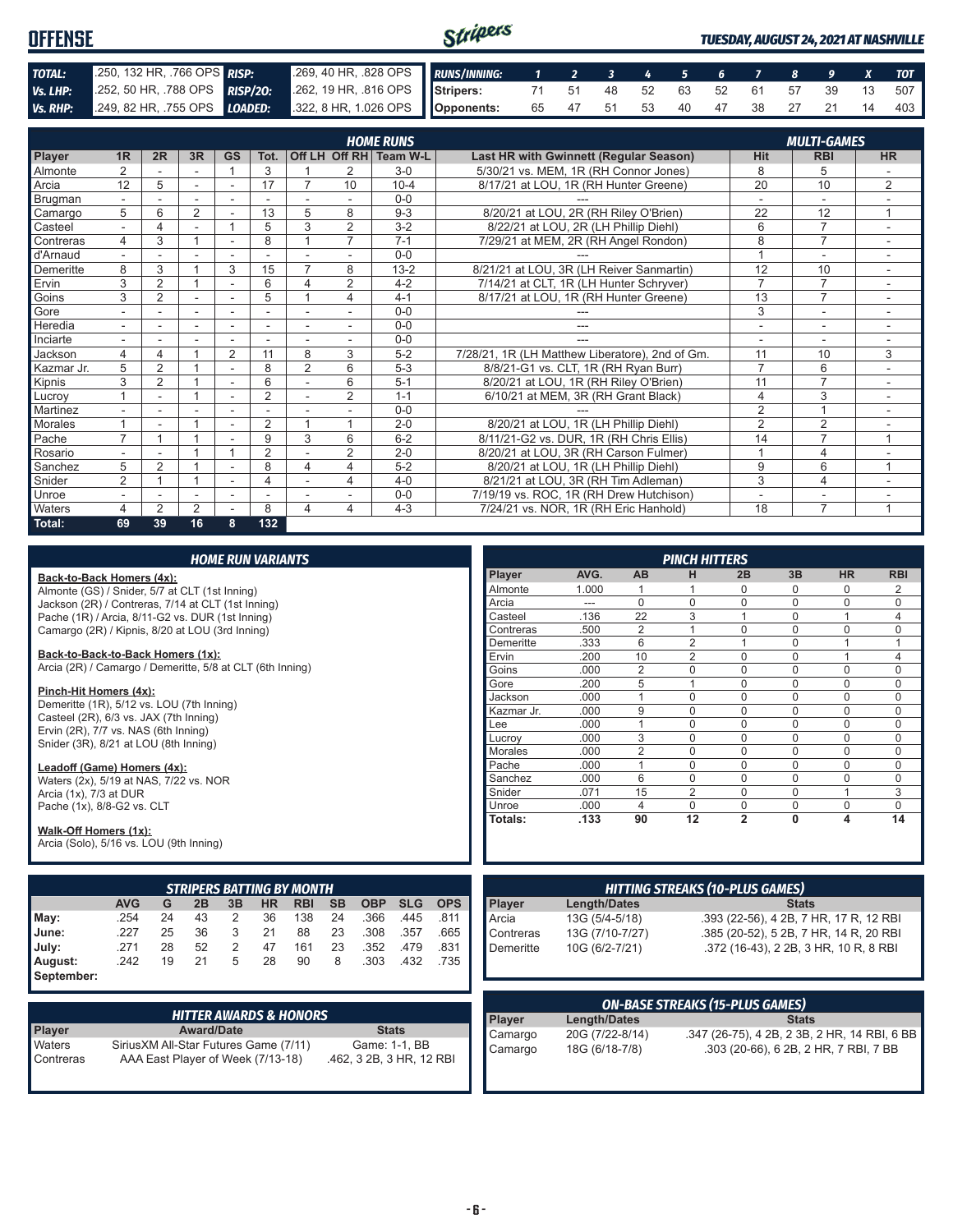# OFFENSE

*TUESDAY, AUGUST 24, 2021 AT NASHVILLE*

| | | | |
|---|---|---|---|
| **TOTAL:** | .250, 132 HR, .766 OPS | **RISP:** | .269, 40 HR, .828 OPS |
| **Vs. LHP:** | .252, 50 HR, .788 OPS | **RISP/2O:** | .262, 19 HR, .816 OPS |
| **Vs. RHP:** | .249, 82 HR, .755 OPS | **LOADED:** | .322, 8 HR, 1.026 OPS |

| RUNS/INNING: | 1 | 2 | 3 | 4 | 5 | 6 | 7 | 8 | 9 | X | TOT |
|---|---|---|---|---|---|---|---|---|---|---|---|
| Stripers: | 71 | 51 | 48 | 52 | 63 | 52 | 61 | 57 | 39 | 13 | 507 |
| Opponents: | 65 | 47 | 51 | 53 | 40 | 47 | 38 | 27 | 21 | 14 | 403 |

## HOME RUNS / MULTI-GAMES

| Player | 1R | 2R | 3R | GS | Tot. | Off LH | Off RH | Team W-L | Last HR with Gwinnett (Regular Season) | Hit | RBI | HR |
|---|---|---|---|---|---|---|---|---|---|---|---|---|
| Almonte | 2 | - | - | 1 | 3 | 1 | 2 | 3-0 | 5/30/21 vs. MEM, 1R (RH Connor Jones) | 8 | 5 | - |
| Arcia | 12 | 5 | - | - | 17 | 7 | 10 | 10-4 | 8/17/21 at LOU, 1R (RH Hunter Greene) | 20 | 10 | 2 |
| Brugman | - | - | - | - | - | - | - | 0-0 | --- | - | - | - |
| Camargo | 5 | 6 | 2 | - | 13 | 5 | 8 | 9-3 | 8/20/21 at LOU, 2R (RH Riley O'Brien) | 22 | 12 | 1 |
| Casteel | - | 4 | - | 1 | 5 | 3 | 2 | 3-2 | 8/22/21 at LOU, 2R (LH Phillip Diehl) | 6 | 7 | - |
| Contreras | 4 | 3 | 1 | - | 8 | 1 | 7 | 7-1 | 7/29/21 at MEM, 2R (RH Angel Rondon) | 8 | 7 | - |
| d'Arnaud | - | - | - | - | - | - | - | 0-0 | --- | 1 | - | - |
| Demeritte | 8 | 3 | 1 | 3 | 15 | 7 | 8 | 13-2 | 8/21/21 at LOU, 3R (LH Reiver Sanmartin) | 12 | 10 | - |
| Ervin | 3 | 2 | 1 | - | 6 | 4 | 2 | 4-2 | 7/14/21 at CLT, 1R (LH Hunter Schryver) | 7 | 7 | - |
| Goins | 3 | 2 | - | - | 5 | 1 | 4 | 4-1 | 8/17/21 at LOU, 1R (RH Hunter Greene) | 13 | 7 | - |
| Gore | - | - | - | - | - | - | - | 0-0 | --- | 3 | - | - |
| Heredia | - | - | - | - | - | - | - | 0-0 | --- | - | - | - |
| Inciarte | - | - | - | - | - | - | - | 0-0 | --- | - | - | - |
| Jackson | 4 | 4 | 1 | 2 | 11 | 8 | 3 | 5-2 | 7/28/21, 1R (LH Matthew Liberatore), 2nd of Gm. | 11 | 10 | 3 |
| Kazmar Jr. | 5 | 2 | 1 | - | 8 | 2 | 6 | 5-3 | 8/8/21-G1 vs. CLT, 1R (RH Ryan Burr) | 7 | 6 | - |
| Kipnis | 3 | 2 | 1 | - | 6 | - | 6 | 5-1 | 8/20/21 at LOU, 1R (RH Riley O'Brien) | 11 | 7 | - |
| Lucroy | 1 | - | 1 | - | 2 | - | 2 | 1-1 | 6/10/21 at MEM, 3R (RH Grant Black) | 4 | 3 | - |
| Martinez | - | - | - | - | - | - | - | 0-0 | --- | 2 | 1 | - |
| Morales | 1 | - | 1 | - | 2 | 1 | 1 | 2-0 | 8/20/21 at LOU, 1R (LH Phillip Diehl) | 2 | 2 | - |
| Pache | 7 | 1 | 1 | - | 9 | 3 | 6 | 6-2 | 8/11/21-G2 vs. DUR, 1R (RH Chris Ellis) | 14 | 7 | 1 |
| Rosario | - | - | 1 | 1 | 2 | - | 2 | 2-0 | 8/20/21 at LOU, 3R (RH Carson Fulmer) | 1 | 4 | - |
| Sanchez | 5 | 2 | 1 | - | 8 | 4 | 4 | 5-2 | 8/20/21 at LOU, 1R (LH Phillip Diehl) | 9 | 6 | 1 |
| Snider | 2 | 1 | 1 | - | 4 | - | 4 | 4-0 | 8/21/21 at LOU, 3R (RH Tim Adleman) | 3 | 4 | - |
| Unroe | - | - | - | - | - | - | - | 0-0 | 7/19/19 vs. ROC, 1R (RH Drew Hutchison) | - | - | - |
| Waters | 4 | 2 | 2 | - | 8 | 4 | 4 | 4-3 | 7/24/21 vs. NOR, 1R (RH Eric Hanhold) | 18 | 7 | 1 |
| **Total:** | **69** | **39** | **16** | **8** | **132** | | | | | | | |

## HOME RUN VARIANTS

**Back-to-Back Homers (4x):**
Almonte (GS) / Snider, 5/7 at CLT (1st Inning)
Jackson (2R) / Contreras, 7/14 at CLT (1st Inning)
Pache (1R) / Arcia, 8/11-G2 vs. DUR (1st Inning)
Camargo (2R) / Kipnis, 8/20 at LOU (3rd Inning)

**Back-to-Back-to-Back Homers (1x):**
Arcia (2R) / Camargo / Demeritte, 5/8 at CLT (6th Inning)

**Pinch-Hit Homers (4x):**
Demeritte (1R), 5/12 vs. LOU (7th Inning)
Casteel (2R), 6/3 vs. JAX (7th Inning)
Ervin (2R), 7/7 vs. NAS (6th Inning)
Snider (3R), 8/21 at LOU (8th Inning)

**Leadoff (Game) Homers (4x):**
Waters (2x), 5/19 at NAS, 7/22 vs. NOR
Arcia (1x), 7/3 at DUR
Pache (1x), 8/8-G2 vs. CLT

**Walk-Off Homers (1x):**
Arcia (Solo), 5/16 vs. LOU (9th Inning)

## PINCH HITTERS

| Player | AVG. | AB | H | 2B | 3B | HR | RBI |
|---|---|---|---|---|---|---|---|
| Almonte | 1.000 | 1 | 1 | 0 | 0 | 0 | 2 |
| Arcia | --- | 0 | 0 | 0 | 0 | 0 | 0 |
| Casteel | .136 | 22 | 3 | 1 | 0 | 1 | 4 |
| Contreras | .500 | 2 | 1 | 0 | 0 | 0 | 0 |
| Demeritte | .333 | 6 | 2 | 1 | 0 | 1 | 1 |
| Ervin | .200 | 10 | 2 | 0 | 0 | 1 | 4 |
| Goins | .000 | 2 | 0 | 0 | 0 | 0 | 0 |
| Gore | .200 | 5 | 1 | 0 | 0 | 0 | 0 |
| Jackson | .000 | 1 | 0 | 0 | 0 | 0 | 0 |
| Kazmar Jr. | .000 | 9 | 0 | 0 | 0 | 0 | 0 |
| Lee | .000 | 1 | 0 | 0 | 0 | 0 | 0 |
| Lucroy | .000 | 3 | 0 | 0 | 0 | 0 | 0 |
| Morales | .000 | 2 | 0 | 0 | 0 | 0 | 0 |
| Pache | .000 | 1 | 0 | 0 | 0 | 0 | 0 |
| Sanchez | .000 | 6 | 0 | 0 | 0 | 0 | 0 |
| Snider | .071 | 15 | 2 | 0 | 0 | 1 | 3 |
| Unroe | .000 | 4 | 0 | 0 | 0 | 0 | 0 |
| **Totals:** | **.133** | **90** | **12** | **2** | **0** | **4** | **14** |

## STRIPERS BATTING BY MONTH

| | AVG | G | 2B | 3B | HR | RBI | SB | OBP | SLG | OPS |
|---|---|---|---|---|---|---|---|---|---|---|
| May: | .254 | 24 | 43 | 2 | 36 | 138 | 24 | .366 | .445 | .811 |
| June: | .227 | 25 | 36 | 3 | 21 | 88 | 23 | .308 | .357 | .665 |
| July: | .271 | 28 | 52 | 2 | 47 | 161 | 23 | .352 | .479 | .831 |
| August: | .242 | 19 | 21 | 5 | 28 | 90 | 8 | .303 | .432 | .735 |
| September: | | | | | | | | | | |

## HITTING STREAKS (10-PLUS GAMES)

| Player | Length/Dates | Stats |
|---|---|---|
| Arcia | 13G (5/4-5/18) | .393 (22-56), 4 2B, 7 HR, 17 R, 12 RBI |
| Contreras | 13G (7/10-7/27) | .385 (20-52), 5 2B, 7 HR, 14 R, 20 RBI |
| Demeritte | 10G (6/2-7/21) | .372 (16-43), 2 2B, 3 HR, 10 R, 8 RBI |

## HITTER AWARDS & HONORS

| Player | Award/Date | Stats |
|---|---|---|
| Waters | SiriusXM All-Star Futures Game (7/11) | Game: 1-1, BB |
| Contreras | AAA East Player of Week (7/13-18) | .462, 3 2B, 3 HR, 12 RBI |

## ON-BASE STREAKS (15-PLUS GAMES)

| Player | Length/Dates | Stats |
|---|---|---|
| Camargo | 20G (7/22-8/14) | .347 (26-75), 4 2B, 2 3B, 2 HR, 14 RBI, 6 BB |
| Camargo | 18G (6/18-7/8) | .303 (20-66), 6 2B, 2 HR, 7 RBI, 7 BB |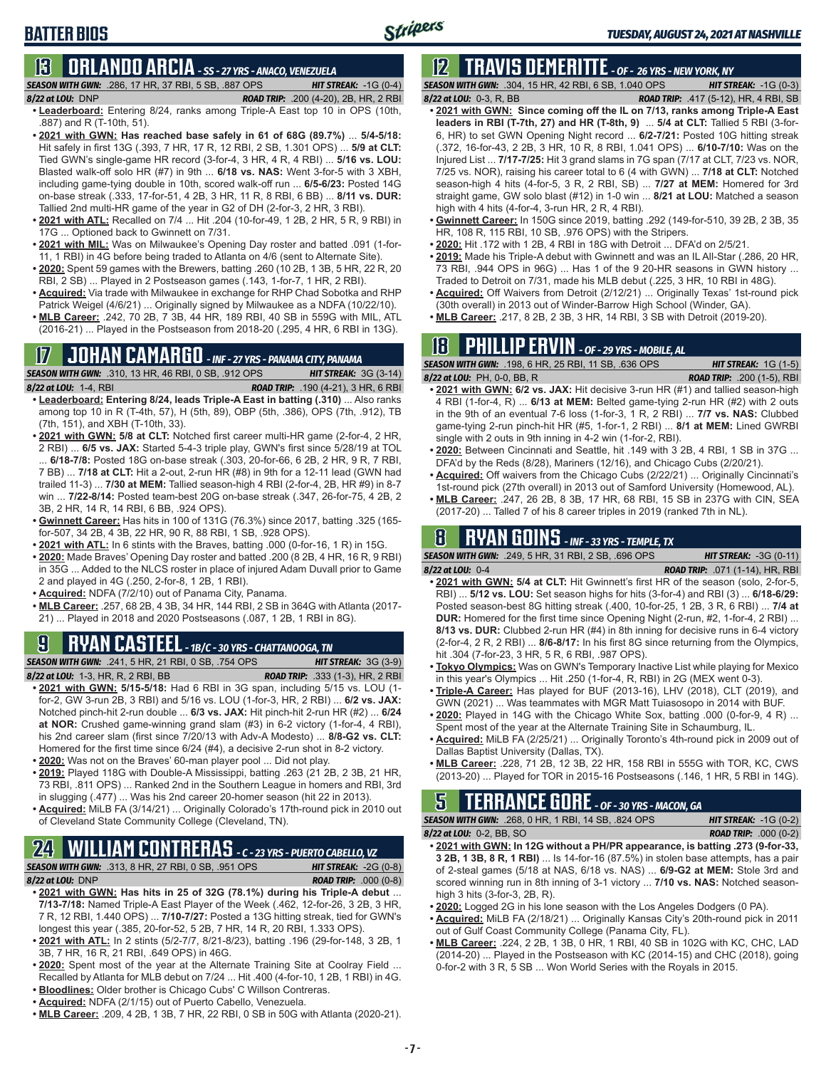# BATTER BIOS

## 13 ORLANDO ARCIA - SS - 27 YRS - ANACO, VENEZUELA

**SEASON WITH GWN:** .286, 17 HR, 37 RBI, 5 SB, .887 OPS — **HIT STREAK:** -1G (0-4)
**8/22 at LOU:** DNP — **ROAD TRIP:** .200 (4-20), 2B, HR, 2 RBI

- **Leaderboard:** Entering 8/24, ranks among Triple-A East top 10 in OPS (10th, .887) and R (T-10th, 51).
- **2021 with GWN: Has reached base safely in 61 of 68G (89.7%)** ... **5/4-5/18:** Hit safely in first 13G (.393, 7 HR, 17 R, 12 RBI, 2 SB, 1.301 OPS) ... **5/9 at CLT:** Tied GWN's single-game HR record (3-for-4, 3 HR, 4 R, 4 RBI) ... **5/16 vs. LOU:** Blasted walk-off solo HR (#7) in 9th ... **6/18 vs. NAS:** Went 3-for-5 with 3 XBH, including game-tying double in 10th, scored walk-off run ... **6/5-6/23:** Posted 14G on-base streak (.333, 17-for-51, 4 2B, 3 HR, 11 R, 8 RBI, 6 BB) ... **8/11 vs. DUR:** Tallied 2nd multi-HR game of the year in G2 of DH (2-for-3, 2 HR, 3 RBI).
- **2021 with ATL:** Recalled on 7/4 ... Hit .204 (10-for-49, 1 2B, 2 HR, 5 R, 9 RBI) in 17G ... Optioned back to Gwinnett on 7/31.
- **2021 with MIL:** Was on Milwaukee's Opening Day roster and batted .091 (1-for-11, 1 RBI) in 4G before being traded to Atlanta on 4/6 (sent to Alternate Site).
- **2020:** Spent 59 games with the Brewers, batting .260 (10 2B, 1 3B, 5 HR, 22 R, 20 RBI, 2 SB) ... Played in 2 Postseason games (.143, 1-for-7, 1 HR, 2 RBI).
- **Acquired:** Via trade with Milwaukee in exchange for RHP Chad Sobotka and RHP Patrick Weigel (4/6/21) ... Originally signed by Milwaukee as a NDFA (10/22/10).
- **MLB Career:** .242, 70 2B, 7 3B, 44 HR, 189 RBI, 40 SB in 559G with MIL, ATL (2016-21) ... Played in the Postseason from 2018-20 (.295, 4 HR, 6 RBI in 13G).

## 17 JOHAN CAMARGO - INF - 27 YRS - PANAMA CITY, PANAMA

**SEASON WITH GWN:** .310, 13 HR, 46 RBI, 0 SB, .912 OPS — **HIT STREAK:** 3G (3-14)
**8/22 at LOU:** 1-4, RBI — **ROAD TRIP:** .190 (4-21), 3 HR, 6 RBI

- **Leaderboard: Entering 8/24, leads Triple-A East in batting (.310)** ... Also ranks among top 10 in R (T-4th, 57), H (5th, 89), OBP (5th, .386), OPS (7th, .912), TB (7th, 151), and XBH (T-10th, 33).
- **2021 with GWN: 5/8 at CLT:** Notched first career multi-HR game (2-for-4, 2 HR, 2 RBI) ... **6/5 vs. JAX:** Started 5-4-3 triple play, GWN's first since 5/28/19 at TOL ... **6/18-7/8:** Posted 18G on-base streak (.303, 20-for-66, 6 2B, 2 HR, 9 R, 7 RBI, 7 BB) ... **7/18 at CLT:** Hit a 2-out, 2-run HR (#8) in 9th for a 12-11 lead (GWN had trailed 11-3) ... **7/30 at MEM:** Tallied season-high 4 RBI (2-for-4, 2B, HR #9) in 8-7 win ... **7/22-8/14:** Posted team-best 20G on-base streak (.347, 26-for-75, 4 2B, 2 3B, 2 HR, 14 R, 14 RBI, 6 BB, .924 OPS).
- **Gwinnett Career:** Has hits in 100 of 131G (76.3%) since 2017, batting .325 (165-for-507, 34 2B, 4 3B, 22 HR, 90 R, 88 RBI, 1 SB, .928 OPS).
- **2021 with ATL:** In 6 stints with the Braves, batting .000 (0-for-16, 1 R) in 15G.
- **2020:** Made Braves' Opening Day roster and batted .200 (8 2B, 4 HR, 16 R, 9 RBI) in 35G ... Added to the NLCS roster in place of injured Adam Duvall prior to Game 2 and played in 4G (.250, 2-for-8, 1 2B, 1 RBI).
- **Acquired:** NDFA (7/2/10) out of Panama City, Panama.
- **MLB Career:** .257, 68 2B, 4 3B, 34 HR, 144 RBI, 2 SB in 364G with Atlanta (2017-21) ... Played in 2018 and 2020 Postseasons (.087, 1 2B, 1 RBI in 8G).

## 9 RYAN CASTEEL - 1B/C - 30 YRS - CHATTANOOGA, TN

**SEASON WITH GWN:** .241, 5 HR, 21 RBI, 0 SB, .754 OPS — **HIT STREAK:** 3G (3-9)
**8/22 at LOU:** 1-3, HR, R, 2 RBI, BB — **ROAD TRIP:** .333 (1-3), HR, 2 RBI

- **2021 with GWN: 5/15-5/18:** Had 6 RBI in 3G span, including 5/15 vs. LOU (1-for-2, GW 3-run 2B, 3 RBI) and 5/16 vs. LOU (1-for-3, HR, 2 RBI) ... **6/2 vs. JAX:** Notched pinch-hit 2-run double ... **6/3 vs. JAX:** Hit pinch-hit 2-run HR (#2) ... **6/24 at NOR:** Crushed game-winning grand slam (#3) in 6-2 victory (1-for-4, 4 RBI), his 2nd career slam (first since 7/20/13 with Adv-A Modesto) ... **8/8-G2 vs. CLT:** Homered for the first time since 6/24 (#4), a decisive 2-run shot in 8-2 victory.
- **2020:** Was not on the Braves' 60-man player pool ... Did not play.
- **2019:** Played 118G with Double-A Mississippi, batting .263 (21 2B, 2 3B, 21 HR, 73 RBI, .811 OPS) ... Ranked 2nd in the Southern League in homers and RBI, 3rd in slugging (.477) ... Was his 2nd career 20-homer season (hit 22 in 2013).
- **Acquired:** MiLB FA (3/14/21) ... Originally Colorado's 17th-round pick in 2010 out of Cleveland State Community College (Cleveland, TN).

## 24 WILLIAM CONTRERAS - C - 23 YRS - PUERTO CABELLO, VZ

**SEASON WITH GWN:** .313, 8 HR, 27 RBI, 0 SB, .951 OPS — **HIT STREAK:** -2G (0-8)
**8/22 at LOU:** DNP — **ROAD TRIP:** .000 (0-8)

- **2021 with GWN: Has hits in 25 of 32G (78.1%) during his Triple-A debut** ... **7/13-7/18:** Named Triple-A East Player of the Week (.462, 12-for-26, 3 2B, 3 HR, 7 R, 12 RBI, 1.440 OPS) ... **7/10-7/27:** Posted a 13G hitting streak, tied for GWN's longest this year (.385, 20-for-52, 5 2B, 7 HR, 14 R, 20 RBI, 1.333 OPS).
- **2021 with ATL:** In 2 stints (5/2-7/7, 8/21-8/23), batting .196 (29-for-148, 3 2B, 1 3B, 7 HR, 16 R, 21 RBI, .649 OPS) in 46G.
- **2020:** Spent most of the year at the Alternate Training Site at Coolray Field ... Recalled by Atlanta for MLB debut on 7/24 ... Hit .400 (4-for-10, 1 2B, 1 RBI) in 4G.
- **Bloodlines:** Older brother is Chicago Cubs' C Willson Contreras.
- **Acquired:** NDFA (2/1/15) out of Puerto Cabello, Venezuela.
- **MLB Career:** .209, 4 2B, 1 3B, 7 HR, 22 RBI, 0 SB in 50G with Atlanta (2020-21).

## 12 TRAVIS DEMERITTE - OF - 26 YRS - NEW YORK, NY

**SEASON WITH GWN:** .304, 15 HR, 42 RBI, 6 SB, 1.040 OPS — **HIT STREAK:** -1G (0-3)
**8/22 at LOU:** 0-3, R, BB — **ROAD TRIP:** .417 (5-12), HR, 4 RBI, SB

- **2021 with GWN: Since coming off the IL on 7/13, ranks among Triple-A East leaders in RBI (T-7th, 27) and HR (T-8th, 9)** ... **5/4 at CLT:** Tallied 5 RBI (3-for-6, HR) to set GWN Opening Night record ... **6/2-7/21:** Posted 10G hitting streak (.372, 16-for-43, 2 2B, 3 HR, 10 R, 8 RBI, 1.041 OPS) ... **6/10-7/10:** Was on the Injured List ... **7/17-7/25:** Hit 3 grand slams in 7G span (7/17 at CLT, 7/23 vs. NOR, 7/25 vs. NOR), raising his career total to 6 (4 with GWN) ... **7/18 at CLT:** Notched season-high 4 hits (4-for-5, 3 R, 2 RBI, SB) ... **7/27 at MEM:** Homered for 3rd straight game, GW solo blast (#12) in 1-0 win ... **8/21 at LOU:** Matched a season high with 4 hits (4-for-4, 3-run HR, 2 R, 4 RBI).
- **Gwinnett Career:** In 150G since 2019, batting .292 (149-for-510, 39 2B, 2 3B, 35 HR, 108 R, 115 RBI, 10 SB, .976 OPS) with the Stripers.
- **2020:** Hit .172 with 1 2B, 4 RBI in 18G with Detroit ... DFA'd on 2/5/21.
- **2019:** Made his Triple-A debut with Gwinnett and was an IL All-Star (.286, 20 HR, 73 RBI, .944 OPS in 96G) ... Has 1 of the 9 20-HR seasons in GWN history ... Traded to Detroit on 7/31, made his MLB debut (.225, 3 HR, 10 RBI in 48G).
- **Acquired:** Off Waivers from Detroit (2/12/21) ... Originally Texas' 1st-round pick (30th overall) in 2013 out of Winder-Barrow High School (Winder, GA).
- **MLB Career:** .217, 8 2B, 2 3B, 3 HR, 14 RBI, 3 SB with Detroit (2019-20).

## 18 PHILLIP ERVIN - OF - 29 YRS - MOBILE, AL

**SEASON WITH GWN:** .198, 6 HR, 25 RBI, 11 SB, .636 OPS — **HIT STREAK:** 1G (1-5)
**8/22 at LOU:** PH, 0-0, BB, R — **ROAD TRIP:** .200 (1-5), RBI

- **2021 with GWN: 6/2 vs. JAX:** Hit decisive 3-run HR (#1) and tallied season-high 4 RBI (1-for-4, R) ... **6/13 at MEM:** Belted game-tying 2-run HR (#2) with 2 outs in the 9th of an eventual 7-6 loss (1-for-3, 1 R, 2 RBI) ... **7/7 vs. NAS:** Clubbed game-tying 2-run pinch-hit HR (#5, 1-for-1, 2 RBI) ... **8/1 at MEM:** Lined GWRBI single with 2 outs in 9th inning in 4-2 win (1-for-2, RBI).
- **2020:** Between Cincinnati and Seattle, hit .149 with 3 2B, 4 RBI, 1 SB in 37G ... DFA'd by the Reds (8/28), Mariners (12/16), and Chicago Cubs (2/20/21).
- **Acquired:** Off waivers from the Chicago Cubs (2/22/21) ... Originally Cincinnati's 1st-round pick (27th overall) in 2013 out of Samford University (Homewood, AL).
- **MLB Career:** .247, 26 2B, 8 3B, 17 HR, 68 RBI, 15 SB in 237G with CIN, SEA (2017-20) ... Talled 7 of his 8 career triples in 2019 (ranked 7th in NL).

## 8 RYAN GOINS - INF - 33 YRS - TEMPLE, TX

**SEASON WITH GWN:** .249, 5 HR, 31 RBI, 2 SB, .696 OPS — **HIT STREAK:** -3G (0-11)
**8/22 at LOU:** 0-4 — **ROAD TRIP:** .071 (1-14), HR, RBI

- **2021 with GWN: 5/4 at CLT:** Hit Gwinnett's first HR of the season (solo, 2-for-5, RBI) ... **5/12 vs. LOU:** Set season highs for hits (3-for-4) and RBI (3) ... **6/18-6/29:** Posted season-best 8G hitting streak (.400, 10-for-25, 1 2B, 3 R, 6 RBI) ... **7/4 at DUR:** Homered for the first time since Opening Night (2-run, #2, 1-for-4, 2 RBI) ... **8/13 vs. DUR:** Clubbed 2-run HR (#4) in 8th inning for decisive runs in 6-4 victory (2-for-4, 2 R, 2 RBI) ... **8/6-8/17:** In his first 8G since returning from the Olympics, hit .304 (7-for-23, 3 HR, 5 R, 6 RBI, .987 OPS).
- **Tokyo Olympics:** Was on GWN's Temporary Inactive List while playing for Mexico in this year's Olympics ... Hit .250 (1-for-4, R, RBI) in 2G (MEX went 0-3).
- **Triple-A Career:** Has played for BUF (2013-16), LHV (2018), CLT (2019), and GWN (2021) ... Was teammates with MGR Matt Tuiasosopo in 2014 with BUF.
- **2020:** Played in 14G with the Chicago White Sox, batting .000 (0-for-9, 4 R) ... Spent most of the year at the Alternate Training Site in Schaumburg, IL.
- **Acquired:** MiLB FA (2/25/21) ... Originally Toronto's 4th-round pick in 2009 out of Dallas Baptist University (Dallas, TX).
- **MLB Career:** .228, 71 2B, 12 3B, 22 HR, 158 RBI in 555G with TOR, KC, CWS (2013-20) ... Played for TOR in 2015-16 Postseasons (.146, 1 HR, 5 RBI in 14G).

## 5 TERRANCE GORE - OF - 30 YRS - MACON, GA

**SEASON WITH GWN:** .268, 0 HR, 1 RBI, 14 SB, .824 OPS — **HIT STREAK:** -1G (0-2)
**8/22 at LOU:** 0-2, BB, SO — **ROAD TRIP:** .000 (0-2)

- **2021 with GWN: In 12G without a PH/PR appearance, is batting .273 (9-for-33, 3 2B, 1 3B, 8 R, 1 RBI)** ... Is 14-for-16 (87.5%) in stolen base attempts, has a pair of 2-steal games (5/18 at NAS, 6/18 vs. NAS) ... **6/9-G2 at MEM:** Stole 3rd and scored winning run in 8th inning of 3-1 victory ... **7/10 vs. NAS:** Notched season-high 3 hits (3-for-3, 2B, R).
- **2020:** Logged 2G in his lone season with the Los Angeles Dodgers (0 PA).
- **Acquired:** MiLB FA (2/18/21) ... Originally Kansas City's 20th-round pick in 2011 out of Gulf Coast Community College (Panama City, FL).
- **MLB Career:** .224, 2 2B, 1 3B, 0 HR, 1 RBI, 40 SB in 102G with KC, CHC, LAD (2014-20) ... Played in the Postseason with KC (2014-15) and CHC (2018), going 0-for-2 with 3 R, 5 SB ... Won World Series with the Royals in 2015.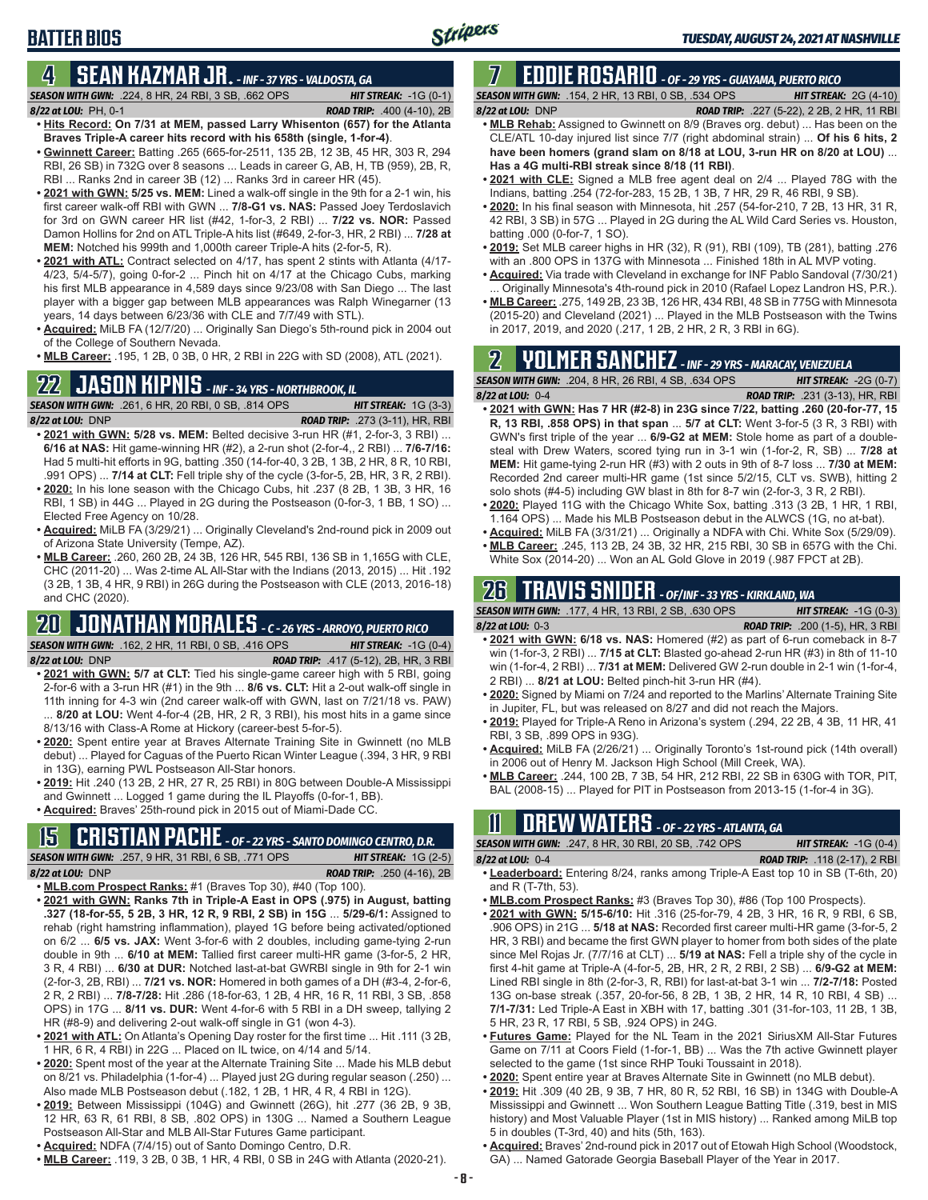# BATTER BIOS

## 4 SEAN KAZMAR JR. - INF - 37 YRS - VALDOSTA, GA

**SEASON WITH GWN:** .224, 8 HR, 24 RBI, 3 SB, .662 OPS — **HIT STREAK:** -1G (0-1)
**8/22 at LOU:** PH, 0-1 — **ROAD TRIP:** .400 (4-10), 2B

- **Hits Record: On 7/31 at MEM, passed Larry Whisenton (657) for the Atlanta Braves Triple-A career hits record with his 658th (single, 1-for-4)**.
- **Gwinnett Career:** Batting .265 (665-for-2511, 135 2B, 12 3B, 45 HR, 303 R, 294 RBI, 26 SB) in 732G over 8 seasons ... Leads in career G, AB, H, TB (959), 2B, R, RBI ... Ranks 2nd in career 3B (12) ... Ranks 3rd in career HR (45).
- **2021 with GWN: 5/25 vs. MEM:** Lined a walk-off single in the 9th for a 2-1 win, his first career walk-off RBI with GWN ... **7/8-G1 vs. NAS:** Passed Joey Terdoslavich for 3rd on GWN career HR list (#42, 1-for-3, 2 RBI) ... **7/22 vs. NOR:** Passed Damon Hollins for 2nd on ATL Triple-A hits list (#649, 2-for-3, HR, 2 RBI) ... **7/28 at MEM:** Notched his 999th and 1,000th career Triple-A hits (2-for-5, R).
- **2021 with ATL:** Contract selected on 4/17, has spent 2 stints with Atlanta (4/17-4/23, 5/4-5/7), going 0-for-2 ... Pinch hit on 4/17 at the Chicago Cubs, marking his first MLB appearance in 4,589 days since 9/23/08 with San Diego ... The last player with a bigger gap between MLB appearances was Ralph Winegarner (13 years, 14 days between 6/23/36 with CLE and 7/7/49 with STL).
- **Acquired:** MiLB FA (12/7/20) ... Originally San Diego's 5th-round pick in 2004 out of the College of Southern Nevada.
- **MLB Career:** .195, 1 2B, 0 3B, 0 HR, 2 RBI in 22G with SD (2008), ATL (2021).

## 22 JASON KIPNIS - INF - 34 YRS - NORTHBROOK, IL

**SEASON WITH GWN:** .261, 6 HR, 20 RBI, 0 SB, .814 OPS — **HIT STREAK:** 1G (3-3)
**8/22 at LOU:** DNP — **ROAD TRIP:** .273 (3-11), HR, RBI

- **2021 with GWN: 5/28 vs. MEM:** Belted decisive 3-run HR (#1, 2-for-3, 3 RBI) ... **6/16 at NAS:** Hit game-winning HR (#2), a 2-run shot (2-for-4,, 2 RBI) ... **7/6-7/16:** Had 5 multi-hit efforts in 9G, batting .350 (14-for-40, 3 2B, 1 3B, 2 HR, 8 R, 10 RBI, .991 OPS) ... **7/14 at CLT:** Fell triple shy of the cycle (3-for-5, 2B, HR, 3 R, 2 RBI).
- **2020:** In his lone season with the Chicago Cubs, hit .237 (8 2B, 1 3B, 3 HR, 16 RBI, 1 SB) in 44G ... Played in 2G during the Postseason (0-for-3, 1 BB, 1 SO) ... Elected Free Agency on 10/28.
- **Acquired:** MiLB FA (3/29/21) ... Originally Cleveland's 2nd-round pick in 2009 out of Arizona State University (Tempe, AZ).
- **MLB Career:** .260, 260 2B, 24 3B, 126 HR, 545 RBI, 136 SB in 1,165G with CLE, CHC (2011-20) ... Was 2-time AL All-Star with the Indians (2013, 2015) ... Hit .192 (3 2B, 1 3B, 4 HR, 9 RBI) in 26G during the Postseason with CLE (2013, 2016-18) and CHC (2020).

## 20 JONATHAN MORALES - C - 26 YRS - ARROYO, PUERTO RICO

**SEASON WITH GWN:** .162, 2 HR, 11 RBI, 0 SB, .416 OPS — **HIT STREAK:** -1G (0-4)
**8/22 at LOU:** DNP — **ROAD TRIP:** .417 (5-12), 2B, HR, 3 RBI

- **2021 with GWN: 5/7 at CLT:** Tied his single-game career high with 5 RBI, going 2-for-6 with a 3-run HR (#1) in the 9th ... **8/6 vs. CLT:** Hit a 2-out walk-off single in 11th inning for 4-3 win (2nd career walk-off with GWN, last on 7/21/18 vs. PAW) ... **8/20 at LOU:** Went 4-for-4 (2B, HR, 2 R, 3 RBI), his most hits in a game since 8/13/16 with Class-A Rome at Hickory (career-best 5-for-5).
- **2020:** Spent entire year at Braves Alternate Training Site in Gwinnett (no MLB debut) ... Played for Caguas of the Puerto Rican Winter League (.394, 3 HR, 9 RBI in 13G), earning PWL Postseason All-Star honors.
- **2019:** Hit .240 (13 2B, 2 HR, 27 R, 25 RBI) in 80G between Double-A Mississippi and Gwinnett ... Logged 1 game during the IL Playoffs (0-for-1, BB).
- **Acquired:** Braves' 25th-round pick in 2015 out of Miami-Dade CC.

## 15 CRISTIAN PACHE - OF - 22 YRS - SANTO DOMINGO CENTRO, D.R.

**SEASON WITH GWN:** .257, 9 HR, 31 RBI, 6 SB, .771 OPS — **HIT STREAK:** 1G (2-5)
**8/22 at LOU:** DNP — **ROAD TRIP:** .250 (4-16), 2B

- **MLB.com Prospect Ranks:** #1 (Braves Top 30), #40 (Top 100).
- **2021 with GWN: Ranks 7th in Triple-A East in OPS (.975) in August, batting .327 (18-for-55, 5 2B, 3 HR, 12 R, 9 RBI, 2 SB) in 15G** ... **5/29-6/1:** Assigned to rehab (right hamstring inflammation), played 1G before being activated/optioned on 6/2 ... **6/5 vs. JAX:** Went 3-for-6 with 2 doubles, including game-tying 2-run double in 9th ... **6/10 at MEM:** Tallied first career multi-HR game (3-for-5, 2 HR, 3 R, 4 RBI) ... **6/30 at DUR:** Notched last-at-bat GWRBI single in 9th for 2-1 win (2-for-3, 2B, RBI) ... **7/21 vs. NOR:** Homered in both games of a DH (#3-4, 2-for-6, 2 R, 2 RBI) ... **7/8-7/28:** Hit .286 (18-for-63, 1 2B, 4 HR, 16 R, 11 RBI, 3 SB, .858 OPS) in 17G ... **8/11 vs. DUR:** Went 4-for-6 with 5 RBI in a DH sweep, tallying 2 HR (#8-9) and delivering 2-out walk-off single in G1 (won 4-3).
- **2021 with ATL:** On Atlanta's Opening Day roster for the first time ... Hit .111 (3 2B, 1 HR, 6 R, 4 RBI) in 22G ... Placed on IL twice, on 4/14 and 5/14.
- **2020:** Spent most of the year at the Alternate Training Site ... Made his MLB debut on 8/21 vs. Philadelphia (1-for-4) ... Played just 2G during regular season (.250) ... Also made MLB Postseason debut (.182, 1 2B, 1 HR, 4 R, 4 RBI in 12G).
- **2019:** Between Mississippi (104G) and Gwinnett (26G), hit .277 (36 2B, 9 3B, 12 HR, 63 R, 61 RBI, 8 SB, .802 OPS) in 130G ... Named a Southern League Postseason All-Star and MLB All-Star Futures Game participant.
- **Acquired:** NDFA (7/4/15) out of Santo Domingo Centro, D.R.
- **MLB Career:** .119, 3 2B, 0 3B, 1 HR, 4 RBI, 0 SB in 24G with Atlanta (2020-21).

## 7 EDDIE ROSARIO - OF - 29 YRS - GUAYAMA, PUERTO RICO

**SEASON WITH GWN:** .154, 2 HR, 13 RBI, 0 SB, .534 OPS — **HIT STREAK:** 2G (4-10)
**8/22 at LOU:** DNP — **ROAD TRIP:** .227 (5-22), 2 2B, 2 HR, 11 RBI

- **MLB Rehab:** Assigned to Gwinnett on 8/9 (Braves org. debut) ... Has been on the CLE/ATL 10-day injured list since 7/7 (right abdominal strain) ... **Of his 6 hits, 2 have been homers (grand slam on 8/18 at LOU, 3-run HR on 8/20 at LOU)** ... **Has a 4G multi-RBI streak since 8/18 (11 RBI)**.
- **2021 with CLE:** Signed a MLB free agent deal on 2/4 ... Played 78G with the Indians, batting .254 (72-for-283, 15 2B, 1 3B, 7 HR, 29 R, 46 RBI, 9 SB).
- **2020:** In his final season with Minnesota, hit .257 (54-for-210, 7 2B, 13 HR, 31 R, 42 RBI, 3 SB) in 57G ... Played in 2G during the AL Wild Card Series vs. Houston, batting .000 (0-for-7, 1 SO).
- **2019:** Set MLB career highs in HR (32), R (91), RBI (109), TB (281), batting .276 with an .800 OPS in 137G with Minnesota ... Finished 18th in AL MVP voting.
- **Acquired:** Via trade with Cleveland in exchange for INF Pablo Sandoval (7/30/21) ... Originally Minnesota's 4th-round pick in 2010 (Rafael Lopez Landron HS, P.R.).
- **MLB Career:** .275, 149 2B, 23 3B, 126 HR, 434 RBI, 48 SB in 775G with Minnesota (2015-20) and Cleveland (2021) ... Played in the MLB Postseason with the Twins in 2017, 2019, and 2020 (.217, 1 2B, 2 HR, 2 R, 3 RBI in 6G).

## 2 YOLMER SANCHEZ - INF - 29 YRS - MARACAY, VENEZUELA

**SEASON WITH GWN:** .204, 8 HR, 26 RBI, 4 SB, .634 OPS — **HIT STREAK:** -2G (0-7)
**8/22 at LOU:** 0-4 — **ROAD TRIP:** .231 (3-13), HR, RBI

- **2021 with GWN: Has 7 HR (#2-8) in 23G since 7/22, batting .260 (20-for-77, 15 R, 13 RBI, .858 OPS) in that span** ... **5/7 at CLT:** Went 3-for-5 (3 R, 3 RBI) with GWN's first triple of the year ... **6/9-G2 at MEM:** Stole home as part of a double-steal with Drew Waters, scored tying run in 3-1 win (1-for-2, R, SB) ... **7/28 at MEM:** Hit game-tying 2-run HR (#3) with 2 outs in 9th of 8-7 loss ... **7/30 at MEM:** Recorded 2nd career multi-HR game (1st since 5/2/15, CLT vs. SWB), hitting 2 solo shots (#4-5) including GW blast in 8th for 8-7 win (2-for-3, 3 R, 2 RBI).
- **2020:** Played 11G with the Chicago White Sox, batting .313 (3 2B, 1 HR, 1 RBI, 1.164 OPS) ... Made his MLB Postseason debut in the ALWCS (1G, no at-bat).
- **Acquired:** MiLB FA (3/31/21) ... Originally a NDFA with Chi. White Sox (5/29/09).
- **MLB Career:** .245, 113 2B, 24 3B, 32 HR, 215 RBI, 30 SB in 657G with the Chi. White Sox (2014-20) ... Won an AL Gold Glove in 2019 (.987 FPCT at 2B).

## 26 TRAVIS SNIDER - OF/INF - 33 YRS - KIRKLAND, WA

**SEASON WITH GWN:** .177, 4 HR, 13 RBI, 2 SB, .630 OPS — **HIT STREAK:** -1G (0-3)
**8/22 at LOU:** 0-3 — **ROAD TRIP:** .200 (1-5), HR, 3 RBI

- **2021 with GWN: 6/18 vs. NAS:** Homered (#2) as part of 6-run comeback in 8-7 win (1-for-3, 2 RBI) ... **7/15 at CLT:** Blasted go-ahead 2-run HR (#3) in 8th of 11-10 win (1-for-4, 2 RBI) ... **7/31 at MEM:** Delivered GW 2-run double in 2-1 win (1-for-4, 2 RBI) ... **8/21 at LOU:** Belted pinch-hit 3-run HR (#4).
- **2020:** Signed by Miami on 7/24 and reported to the Marlins' Alternate Training Site in Jupiter, FL, but was released on 8/27 and did not reach the Majors.
- **2019:** Played for Triple-A Reno in Arizona's system (.294, 22 2B, 4 3B, 11 HR, 41 RBI, 3 SB, .899 OPS in 93G).
- **Acquired:** MiLB FA (2/26/21) ... Originally Toronto's 1st-round pick (14th overall) in 2006 out of Henry M. Jackson High School (Mill Creek, WA).
- **MLB Career:** .244, 100 2B, 7 3B, 54 HR, 212 RBI, 22 SB in 630G with TOR, PIT, BAL (2008-15) ... Played for PIT in Postseason from 2013-15 (1-for-4 in 3G).

## 11 DREW WATERS - OF - 22 YRS - ATLANTA, GA

**SEASON WITH GWN:** .247, 8 HR, 30 RBI, 20 SB, .742 OPS — **HIT STREAK:** -1G (0-4)
**8/22 at LOU:** 0-4 — **ROAD TRIP:** .118 (2-17), 2 RBI

- **Leaderboard:** Entering 8/24, ranks among Triple-A East top 10 in SB (T-6th, 20) and R (T-7th, 53).
- **MLB.com Prospect Ranks:** #3 (Braves Top 30), #86 (Top 100 Prospects).
- **2021 with GWN: 5/15-6/10:** Hit .316 (25-for-79, 4 2B, 3 HR, 16 R, 9 RBI, 6 SB, .906 OPS) in 21G ... **5/18 at NAS:** Recorded first career multi-HR game (3-for-5, 2 HR, 3 RBI) and became the first GWN player to homer from both sides of the plate since Mel Rojas Jr. (7/7/16 at CLT) ... **5/19 at NAS:** Fell a triple shy of the cycle in first 4-hit game at Triple-A (4-for-5, 2B, HR, 2 R, 2 RBI, 2 SB) ... **6/9-G2 at MEM:** Lined RBI single in 8th (2-for-3, R, RBI) for last-at-bat 3-1 win ... **7/2-7/18:** Posted 13G on-base streak (.357, 20-for-56, 8 2B, 1 3B, 2 HR, 14 R, 10 RBI, 4 SB) ... **7/1-7/31:** Led Triple-A East in XBH with 17, batting .301 (31-for-103, 11 2B, 1 3B, 5 HR, 23 R, 17 RBI, 5 SB, .924 OPS) in 24G.
- **Futures Game:** Played for the NL Team in the 2021 SiriusXM All-Star Futures Game on 7/11 at Coors Field (1-for-1, BB) ... Was the 7th active Gwinnett player selected to the game (1st since RHP Touki Toussaint in 2018).
- **2020:** Spent entire year at Braves Alternate Site in Gwinnett (no MLB debut).
- **2019:** Hit .309 (40 2B, 9 3B, 7 HR, 80 R, 52 RBI, 16 SB) in 134G with Double-A Mississippi and Gwinnett ... Won Southern League Batting Title (.319, best in MIS history) and Most Valuable Player (1st in MIS history) ... Ranked among MiLB top 5 in doubles (T-3rd, 40) and hits (5th, 163).
- **Acquired:** Braves' 2nd-round pick in 2017 out of Etowah High School (Woodstock, GA) ... Named Gatorade Georgia Baseball Player of the Year in 2017.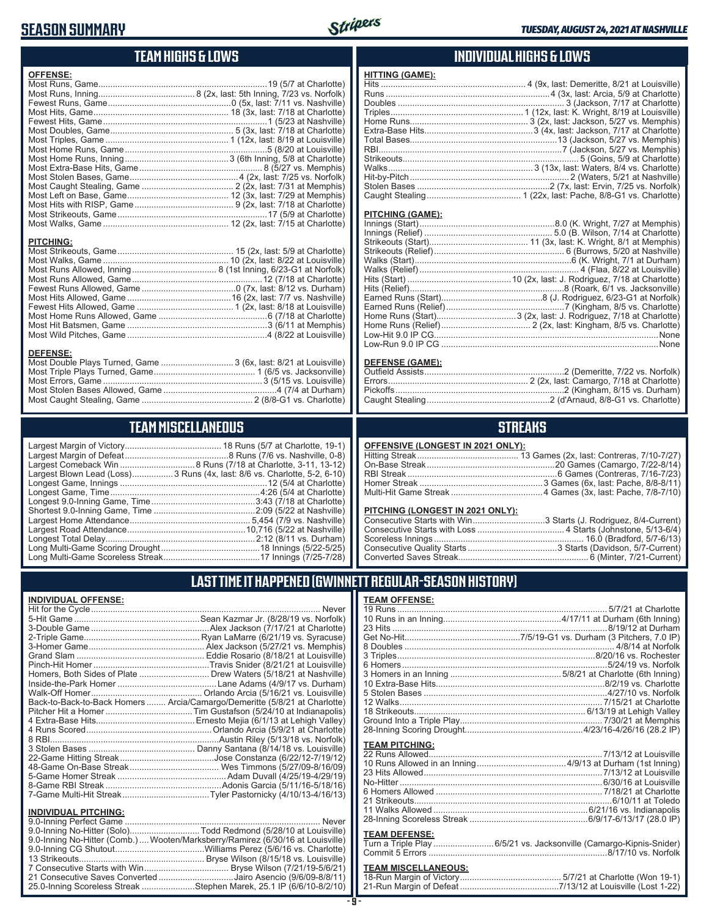# SEASON SUMMARY

*TUESDAY, AUGUST 24, 2021 AT NASHVILLE*

## TEAM HIGHS & LOWS

### OFFENSE:

| | |
|---|---|
| Most Runs, Game | 19 (5/7 at Charlotte) |
| Most Runs, Inning | 8 (2x, last: 5th Inning, 7/23 vs. Norfolk) |
| Fewest Runs, Game | 0 (5x, last: 7/11 vs. Nashville) |
| Most Hits, Game | 18 (3x, last: 7/18 at Charlotte) |
| Fewest Hits, Game | 1 (5/23 at Nashville) |
| Most Doubles, Game | 5 (3x, last: 7/18 at Charlotte) |
| Most Triples, Game | 1 (12x, last: 8/19 at Louisville) |
| Most Home Runs, Game | 5 (8/20 at Louisville) |
| Most Home Runs, Inning | 3 (6th Inning, 5/8 at Charlotte) |
| Most Extra-Base Hits, Game | 8 (5/27 vs. Memphis) |
| Most Stolen Bases, Game | 4 (2x, last: 7/25 vs. Norfolk) |
| Most Caught Stealing, Game | 2 (2x, last: 7/31 at Memphis) |
| Most Left on Base, Game | 12 (3x, last: 7/29 at Memphis) |
| Most Hits with RISP, Game | 9 (2x, last: 7/18 at Charlotte) |
| Most Strikeouts, Game | 17 (5/9 at Charlotte) |
| Most Walks, Game | 12 (2x, last: 7/15 at Charlotte) |

### PITCHING:

| | |
|---|---|
| Most Strikeouts, Game | 15 (2x, last: 5/9 at Charlotte) |
| Most Walks, Game | 10 (2x, last: 8/22 at Louisville) |
| Most Runs Allowed, Inning | 8 (1st Inning, 6/23-G1 at Norfolk) |
| Most Runs Allowed, Game | 12 (7/18 at Charlotte) |
| Fewest Runs Allowed, Game | 0 (7x, last: 8/12 vs. Durham) |
| Most Hits Allowed, Game | 16 (2x, last: 7/7 vs. Nashville) |
| Fewest Hits Allowed, Game | 1 (2x, last: 8/18 at Louisville) |
| Most Home Runs Allowed, Game | 6 (7/18 at Charlotte) |
| Most Hit Batsmen, Game | 3 (6/11 at Memphis) |
| Most Wild Pitches, Game | 4 (8/22 at Louisville) |

### DEFENSE:

| | |
|---|---|
| Most Double Plays Turned, Game | 3 (6x, last: 8/21 at Louisville) |
| Most Triple Plays Turned, Game | 1 (6/5 vs. Jacksonville) |
| Most Errors, Game | 3 (5/15 vs. Louisville) |
| Most Stolen Bases Allowed, Game | 4 (7/4 at Durham) |
| Most Caught Stealing, Game | 2 (8/8-G1 vs. Charlotte) |

## INDIVIDUAL HIGHS & LOWS

### HITTING (GAME):

| | |
|---|---|
| Hits | 4 (9x, last: Demeritte, 8/21 at Louisville) |
| Runs | 4 (3x, last: Arcia, 5/9 at Charlotte) |
| Doubles | 3 (Jackson, 7/17 at Charlotte) |
| Triples | 1 (12x, last: K. Wright, 8/19 at Louisville) |
| Home Runs | 3 (2x, last: Jackson, 5/27 vs. Memphis) |
| Extra-Base Hits | 3 (4x, last: Jackson, 7/17 at Charlotte) |
| Total Bases | 13 (Jackson, 5/27 vs. Memphis) |
| RBI | 7 (Jackson, 5/27 vs. Memphis) |
| Strikeouts | 5 (Goins, 5/9 at Charlotte) |
| Walks | 3 (13x, last: Waters, 8/4 vs. Charlotte) |
| Hit-by-Pitch | 2 (Waters, 5/21 at Nashville) |
| Stolen Bases | 2 (7x, last: Ervin, 7/25 vs. Norfolk) |
| Caught Stealing | 1 (22x, last: Pache, 8/8-G1 vs. Charlotte) |

### PITCHING (GAME):

| | |
|---|---|
| Innings (Start) | 8.0 (K. Wright, 7/27 at Memphis) |
| Innings (Relief) | 5.0 (B. Wilson, 7/14 at Charlotte) |
| Strikeouts (Start) | 11 (3x, last: K. Wright, 8/1 at Memphis) |
| Strikeouts (Relief) | 6 (Burrows, 5/20 at Nashville) |
| Walks (Start) | 6 (K. Wright, 7/1 at Durham) |
| Walks (Relief) | 4 (Flaa, 8/22 at Louisville) |
| Hits (Start) | 10 (2x, last: J. Rodriguez, 7/18 at Charlotte) |
| Hits (Relief) | 8 (Roark, 6/1 vs. Jacksonville) |
| Earned Runs (Start) | 8 (J. Rodriguez, 6/23-G1 at Norfolk) |
| Earned Runs (Relief) | 7 (Kingham, 8/5 vs. Charlotte) |
| Home Runs (Start) | 3 (2x, last: J. Rodriguez, 7/18 at Charlotte) |
| Home Runs (Relief) | 2 (2x, last: Kingham, 8/5 vs. Charlotte) |
| Low-Hit 9.0 IP CG | None |
| Low-Run 9.0 IP CG | None |

### DEFENSE (GAME):

| | |
|---|---|
| Outfield Assists | 2 (Demeritte, 7/22 vs. Norfolk) |
| Errors | 2 (2x, last: Camargo, 7/18 at Charlotte) |
| Pickoffs | 2 (Kingham, 8/15 vs. Durham) |
| Caught Stealing | 2 (d'Arnaud, 8/8-G1 vs. Charlotte) |

## TEAM MISCELLANEOUS

| | |
|---|---|
| Largest Margin of Victory | 18 Runs (5/7 at Charlotte, 19-1) |
| Largest Margin of Defeat | 8 Runs (7/6 vs. Nashville, 0-8) |
| Largest Comeback Win | 8 Runs (7/18 at Charlotte, 3-11, 13-12) |
| Largest Blown Lead (Loss) | 3 Runs (4x, last: 8/6 vs. Charlotte, 5-2, 6-10) |
| Longest Game, Innings | 12 (5/4 at Charlotte) |
| Longest Game, Time | 4:26 (5/4 at Charlotte) |
| Longest 9.0-Inning Game, Time | 3:43 (7/18 at Charlotte) |
| Shortest 9.0-Inning Game, Time | 2:09 (5/22 at Nashville) |
| Largest Home Attendance | 5,454 (7/9 vs. Nashville) |
| Largest Road Attendance | 10,716 (5/22 at Nashville) |
| Longest Total Delay | 2:12 (8/11 vs. Durham) |
| Long Multi-Game Scoring Drought | 18 Innings (5/22-5/25) |
| Long Multi-Game Scoreless Streak | 17 Innings (7/25-7/28) |

## STREAKS

### OFFENSIVE (LONGEST IN 2021 ONLY):

| | |
|---|---|
| Hitting Streak | 13 Games (2x, last: Contreras, 7/10-7/27) |
| On-Base Streak | 20 Games (Camargo, 7/22-8/14) |
| RBI Streak | 6 Games (Contreras, 7/16-7/23) |
| Homer Streak | 3 Games (6x, last: Pache, 8/8-8/11) |
| Multi-Hit Game Streak | 4 Games (3x, last: Pache, 7/8-7/10) |

### PITCHING (LONGEST IN 2021 ONLY):

| | |
|---|---|
| Consecutive Starts with Win | 3 Starts (J. Rodriguez, 8/4-Current) |
| Consecutive Starts with Loss | 4 Starts (Johnstone, 5/13-6/4) |
| Scoreless Innings | 16.0 (Bradford, 5/7-6/13) |
| Consecutive Quality Starts | 3 Starts (Davidson, 5/7-Current) |
| Converted Saves Streak | 6 (Minter, 7/21-Current) |

## LAST TIME IT HAPPENED (GWINNETT REGULAR-SEASON HISTORY)

### INDIVIDUAL OFFENSE:

| | |
|---|---|
| Hit for the Cycle | Never |
| 5-Hit Game | Sean Kazmar Jr. (8/28/19 vs. Norfolk) |
| 3-Double Game | Alex Jackson (7/17/21 at Charlotte) |
| 2-Triple Game | Ryan LaMarre (6/21/19 vs. Syracuse) |
| 3-Homer Game | Alex Jackson (5/27/21 vs. Memphis) |
| Grand Slam | Eddie Rosario (8/18/21 at Louisville) |
| Pinch-Hit Homer | Travis Snider (8/21/21 at Louisville) |
| Homers, Both Sides of Plate | Drew Waters (5/18/21 at Nashville) |
| Inside-the-Park Homer | Lane Adams (4/9/17 vs. Durham) |
| Walk-Off Homer | Orlando Arcia (5/16/21 vs. Louisville) |
| Back-to-Back-to-Back Homers | Arcia/Camargo/Demeritte (5/8/21 at Charlotte) |
| Pitcher Hit a Homer | Tim Gustafson (5/24/10 at Indianapolis) |
| 4 Extra-Base Hits | Ernesto Mejia (6/1/13 at Lehigh Valley) |
| 4 Runs Scored | Orlando Arcia (5/9/21 at Charlotte) |
| 8 RBI | Austin Riley (5/13/18 vs. Norfolk) |
| 3 Stolen Bases | Danny Santana (8/14/18 vs. Louisville) |
| 22-Game Hitting Streak | Jose Constanza (6/22/12-7/19/12) |
| 48-Game On-Base Streak | Wes Timmons (5/27/09-8/16/09) |
| 5-Game Homer Streak | Adam Duvall (4/25/19-4/29/19) |
| 8-Game RBI Streak | Adonis Garcia (5/11/16-5/18/16) |
| 7-Game Multi-Hit Streak | Tyler Pastornicky (4/10/13-4/16/13) |

### INDIVIDUAL PITCHING:

| | |
|---|---|
| 9.0-Inning Perfect Game | Never |
| 9.0-Inning No-Hitter (Solo) | Todd Redmond (5/28/10 at Louisville) |
| 9.0-Inning No-Hitter (Comb.) | Wooten/Marksberry/Ramirez (6/30/16 at Louisville) |
| 9.0-Inning CG Shutout | Williams Perez (5/6/16 vs. Charlotte) |
| 13 Strikeouts | Bryse Wilson (8/15/18 vs. Louisville) |
| 7 Consecutive Starts with Win | Bryse Wilson (7/21/19-5/6/21) |
| 21 Consecutive Saves Converted | Jairo Asencio (9/6/09-8/8/11) |
| 25.0-Inning Scoreless Streak | Stephen Marek, 25.1 IP (6/6/10-8/2/10) |

### TEAM OFFENSE:

| | |
|---|---|
| 19 Runs | 5/7/21 at Charlotte |
| 10 Runs in an Inning | 4/17/11 at Durham (6th Inning) |
| 23 Hits | 8/19/12 at Durham |
| Get No-Hit | 7/5/19-G1 vs. Durham (3 Pitchers, 7.0 IP) |
| 8 Doubles | 4/8/14 at Norfolk |
| 3 Triples | 8/20/16 vs. Rochester |
| 6 Homers | 5/24/19 vs. Norfolk |
| 3 Homers in an Inning | 5/8/21 at Charlotte (6th Inning) |
| 10 Extra-Base Hits | 8/2/19 vs. Charlotte |
| 5 Stolen Bases | 4/27/10 vs. Norfolk |
| 12 Walks | 7/15/21 at Charlotte |
| 18 Strikeouts | 6/13/19 at Lehigh Valley |
| Ground Into a Triple Play | 7/30/21 at Memphis |
| 28-Inning Scoring Drought | 4/23/16-4/26/16 (28.2 IP) |

### TEAM PITCHING:

| | |
|---|---|
| 22 Runs Allowed | 7/13/12 at Louisville |
| 10 Runs Allowed in an Inning | 4/9/13 at Durham (1st Inning) |
| 23 Hits Allowed | 7/13/12 at Louisville |
| No-Hitter | 6/30/16 at Louisville |
| 6 Homers Allowed | 7/18/21 at Charlotte |
| 21 Strikeouts | 6/10/11 at Toledo |
| 11 Walks Allowed | 6/21/16 vs. Indianapolis |
| 28-Inning Scoreless Streak | 6/9/17-6/13/17 (28.0 IP) |

### TEAM DEFENSE:

| | |
|---|---|
| Turn a Triple Play | 6/5/21 vs. Jacksonville (Camargo-Kipnis-Snider) |
| Commit 5 Errors | 8/17/10 vs. Norfolk |

### TEAM MISCELLANEOUS:

| | |
|---|---|
| 18-Run Margin of Victory | 5/7/21 at Charlotte (Won 19-1) |
| 21-Run Margin of Defeat | 7/13/12 at Louisville (Lost 1-22) |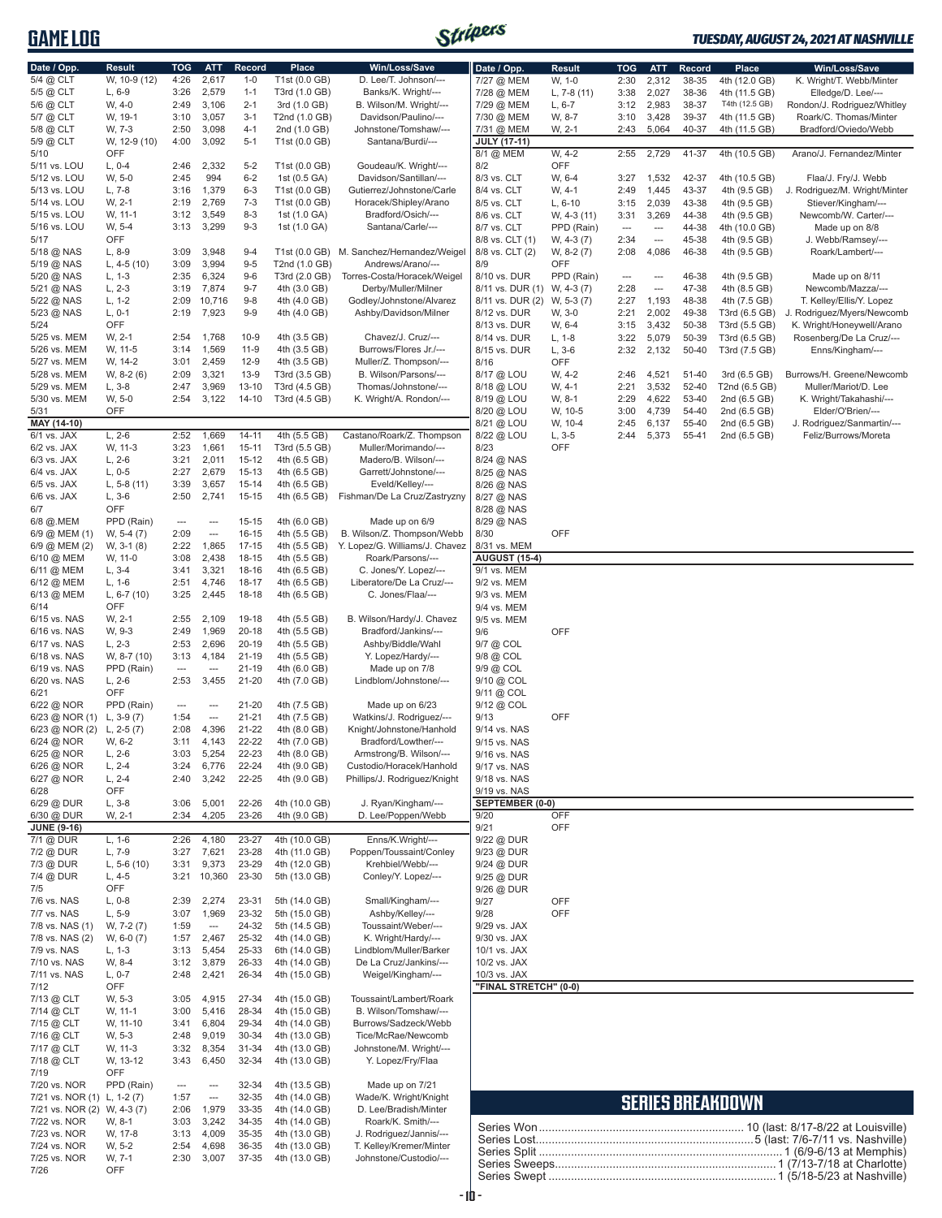# GAME LOG

**TUESDAY, AUGUST 24, 2021 AT NASHVILLE**

| Date / Opp. | Result | TOG | ATT | Record | Place | Win/Loss/Save |
|---|---|---|---|---|---|---|
| 5/4 @ CLT | W, 10-9 (12) | 4:26 | 2,617 | 1-0 | T1st (0.0 GB) | D. Lee/T. Johnson/--- |
| 5/5 @ CLT | L, 6-9 | 3:26 | 2,579 | 1-1 | T3rd (1.0 GB) | Banks/K. Wright/--- |
| 5/6 @ CLT | W, 4-0 | 2:49 | 3,106 | 2-1 | 3rd (1.0 GB) | B. Wilson/M. Wright/--- |
| 5/7 @ CLT | W, 19-1 | 3:10 | 3,057 | 3-1 | T2nd (1.0 GB) | Davidson/Paulino/--- |
| 5/8 @ CLT | W, 7-3 | 2:50 | 3,098 | 4-1 | 2nd (1.0 GB) | Johnstone/Tomshaw/--- |
| 5/9 @ CLT | W, 12-9 (10) | 4:00 | 3,092 | 5-1 | T1st (0.0 GB) | Santana/Burdi/--- |
| 5/10 | OFF | | | | | |
| 5/11 vs. LOU | L, 0-4 | 2:46 | 2,332 | 5-2 | T1st (0.0 GB) | Goudeau/K. Wright/--- |
| 5/12 vs. LOU | W, 5-0 | 2:45 | 994 | 6-2 | 1st (0.5 GA) | Davidson/Santillan/--- |
| 5/13 vs. LOU | L, 7-8 | 3:16 | 1,379 | 6-3 | T1st (0.0 GB) | Gutierrez/Johnstone/Carle |
| 5/14 vs. LOU | W, 2-1 | 2:19 | 2,769 | 7-3 | T1st (0.0 GB) | Horacek/Shipley/Arano |
| 5/15 vs. LOU | W, 11-1 | 3:12 | 3,549 | 8-3 | 1st (1.0 GA) | Bradford/Osich/--- |
| 5/16 vs. LOU | W, 5-4 | 3:13 | 3,299 | 9-3 | 1st (1.0 GA) | Santana/Carle/--- |
| 5/17 | OFF | | | | | |
| 5/18 @ NAS | L, 8-9 | 3:09 | 3,948 | 9-4 | T1st (0.0 GB) | M. Sanchez/Hernandez/Weigel |
| 5/19 @ NAS | L, 4-5 (10) | 3:09 | 3,994 | 9-5 | T2nd (1.0 GB) | Andrews/Arano/--- |
| 5/20 @ NAS | L, 1-3 | 2:35 | 6,324 | 9-6 | T3rd (2.0 GB) | Torres-Costa/Horacek/Weigel |
| 5/21 @ NAS | L, 2-3 | 3:19 | 7,874 | 9-7 | 4th (3.0 GB) | Derby/Muller/Milner |
| 5/22 @ NAS | L, 1-2 | 2:09 | 10,716 | 9-8 | 4th (4.0 GB) | Godley/Johnstone/Alvarez |
| 5/23 @ NAS | L, 0-1 | 2:19 | 7,923 | 9-9 | 4th (4.0 GB) | Ashby/Davidson/Milner |
| 5/24 | OFF | | | | | |
| 5/25 vs. MEM | W, 2-1 | 2:54 | 1,768 | 10-9 | 4th (3.5 GB) | Chavez/J. Cruz/--- |
| 5/26 vs. MEM | W, 11-5 | 3:14 | 1,569 | 11-9 | 4th (3.5 GB) | Burrows/Flores Jr./--- |
| 5/27 vs. MEM | W, 14-2 | 3:01 | 2,459 | 12-9 | 4th (3.5 GB) | Muller/Z. Thompson/--- |
| 5/28 vs. MEM | W, 8-2 (6) | 2:09 | 3,321 | 13-9 | T3rd (3.5 GB) | B. Wilson/Parsons/--- |
| 5/29 vs. MEM | L, 3-8 | 2:47 | 3,969 | 13-10 | T3rd (4.5 GB) | Thomas/Johnstone/--- |
| 5/30 vs. MEM | W, 5-0 | 2:54 | 3,122 | 14-10 | T3rd (4.5 GB) | K. Wright/A. Rondon/--- |
| 5/31 | OFF | | | | | |
| **MAY (14-10)** | | | | | | |
| 6/1 vs. JAX | L, 2-6 | 2:52 | 1,669 | 14-11 | 4th (5.5 GB) | Castano/Roark/Z. Thompson |
| 6/2 vs. JAX | W, 11-3 | 3:23 | 1,661 | 15-11 | T3rd (5.5 GB) | Muller/Morimando/--- |
| 6/3 vs. JAX | L, 2-6 | 3:21 | 2,011 | 15-12 | 4th (6.5 GB) | Madero/B. Wilson/--- |
| 6/4 vs. JAX | L, 0-5 | 2:27 | 2,679 | 15-13 | 4th (6.5 GB) | Garrett/Johnstone/--- |
| 6/5 vs. JAX | L, 5-8 (11) | 3:39 | 3,657 | 15-14 | 4th (6.5 GB) | Eveld/Kelley/--- |
| 6/6 vs. JAX | L, 3-6 | 2:50 | 2,741 | 15-15 | 4th (6.5 GB) | Fishman/De La Cruz/Zastryzny |
| 6/7 | OFF | | | | | |
| 6/8 @ MEM | PPD (Rain) | --- | --- | 15-15 | 4th (6.0 GB) | Made up on 6/9 |
| 6/9 @ MEM (1) | W, 5-4 (7) | 2:09 | --- | 16-15 | 4th (5.5 GB) | B. Wilson/Z. Thompson/Webb |
| 6/9 @ MEM (2) | W, 3-1 (8) | 2:22 | 1,865 | 17-15 | 4th (5.5 GB) | Y. Lopez/G. Williams/J. Chavez |
| 6/10 @ MEM | W, 11-0 | 3:08 | 2,438 | 18-15 | 4th (5.5 GB) | Roark/Parsons/--- |
| 6/11 @ MEM | L, 3-4 | 3:41 | 3,321 | 18-16 | 4th (6.5 GB) | C. Jones/Y. Lopez/--- |
| 6/12 @ MEM | L, 1-6 | 2:51 | 4,746 | 18-17 | 4th (6.5 GB) | Liberatore/De La Cruz/--- |
| 6/13 @ MEM | L, 6-7 (10) | 3:25 | 2,445 | 18-18 | 4th (6.5 GB) | C. Jones/Flaa/--- |
| 6/14 | OFF | | | | | |
| 6/15 vs. NAS | W, 2-1 | 2:55 | 2,109 | 19-18 | 4th (5.5 GB) | B. Wilson/Hardy/J. Chavez |
| 6/16 vs. NAS | W, 9-3 | 2:49 | 1,969 | 20-18 | 4th (5.5 GB) | Bradford/Jankins/--- |
| 6/17 vs. NAS | L, 2-3 | 2:53 | 2,696 | 20-19 | 4th (5.5 GB) | Ashby/Biddle/Wahl |
| 6/18 vs. NAS | W, 8-7 (10) | 3:13 | 4,184 | 21-19 | 4th (5.5 GB) | Y. Lopez/Hardy/--- |
| 6/19 vs. NAS | PPD (Rain) | --- | --- | 21-19 | 4th (6.0 GB) | Made up on 7/8 |
| 6/20 vs. NAS | L, 2-6 | 2:53 | 3,455 | 21-20 | 4th (7.0 GB) | Lindblom/Johnstone/--- |
| 6/21 | OFF | | | | | |
| 6/22 @ NOR | PPD (Rain) | --- | --- | 21-20 | 4th (7.5 GB) | Made up on 6/23 |
| 6/23 @ NOR (1) | L, 3-9 (7) | 1:54 | --- | 21-21 | 4th (7.5 GB) | Watkins/J. Rodriguez/--- |
| 6/23 @ NOR (2) | L, 2-5 (7) | 2:08 | 4,396 | 21-22 | 4th (8.0 GB) | Knight/Johnstone/Hanhold |
| 6/24 @ NOR | W, 6-2 | 3:11 | 4,143 | 22-22 | 4th (7.0 GB) | Bradford/Lowther/--- |
| 6/25 @ NOR | L, 2-6 | 3:03 | 5,254 | 22-23 | 4th (8.0 GB) | Armstrong/B. Wilson/--- |
| 6/26 @ NOR | L, 2-4 | 3:24 | 6,776 | 22-24 | 4th (9.0 GB) | Custodio/Horacek/Hanhold |
| 6/27 @ NOR | L, 2-4 | 2:40 | 3,242 | 22-25 | 4th (9.0 GB) | Phillips/J. Rodriguez/Knight |
| 6/28 | OFF | | | | | |
| 6/29 @ DUR | L, 3-8 | 3:06 | 5,001 | 22-26 | 4th (10.0 GB) | J. Ryan/Kingham/--- |
| 6/30 @ DUR | W, 2-1 | 2:34 | 4,205 | 23-26 | 4th (9.0 GB) | D. Lee/Poppen/Webb |
| **JUNE (9-16)** | | | | | | |
| 7/1 @ DUR | L, 1-6 | 2:26 | 4,180 | 23-27 | 4th (10.0 GB) | Enns/K.Wright/--- |
| 7/2 @ DUR | L, 7-9 | 3:27 | 7,621 | 23-28 | 4th (11.0 GB) | Poppen/Toussaint/Conley |
| 7/3 @ DUR | L, 5-6 (10) | 3:31 | 9,373 | 23-29 | 4th (12.0 GB) | Krehbiel/Webb/--- |
| 7/4 @ DUR | L, 4-5 | 3:21 | 10,360 | 23-30 | 5th (13.0 GB) | Conley/Y. Lopez/--- |
| 7/5 | OFF | | | | | |
| 7/6 vs. NAS | L, 0-8 | 2:39 | 2,274 | 23-31 | 5th (14.0 GB) | Small/Kingham/--- |
| 7/7 vs. NAS | L, 5-9 | 3:07 | 1,969 | 23-32 | 5th (15.0 GB) | Ashby/Kelley/--- |
| 7/8 vs. NAS (1) | W, 7-2 (7) | 1:59 | --- | 24-32 | 5th (14.5 GB) | Toussaint/Weber/--- |
| 7/8 vs. NAS (2) | W, 6-0 (7) | 1:57 | 2,467 | 25-32 | 4th (14.0 GB) | K. Wright/Hardy/--- |
| 7/9 vs. NAS | L, 1-3 | 3:13 | 5,454 | 25-33 | 6th (14.0 GB) | Lindblom/Muller/Barker |
| 7/10 vs. NAS | W, 8-4 | 3:12 | 3,879 | 26-33 | 4th (14.0 GB) | De La Cruz/Jankins/--- |
| 7/11 vs. NAS | L, 0-7 | 2:48 | 2,421 | 26-34 | 4th (15.0 GB) | Weigel/Kingham/--- |
| 7/12 | OFF | | | | | |
| 7/13 @ CLT | W, 5-3 | 3:05 | 4,915 | 27-34 | 4th (15.0 GB) | Toussaint/Lambert/Roark |
| 7/14 @ CLT | W, 11-1 | 3:00 | 5,416 | 28-34 | 4th (15.0 GB) | B. Wilson/Tomshaw/--- |
| 7/15 @ CLT | W, 11-10 | 3:41 | 6,804 | 29-34 | 4th (14.0 GB) | Burrows/Sadzeck/Webb |
| 7/16 @ CLT | W, 5-3 | 2:48 | 9,019 | 30-34 | 4th (13.0 GB) | Tice/McRae/Newcomb |
| 7/17 @ CLT | W, 11-3 | 3:32 | 8,354 | 31-34 | 4th (13.0 GB) | Johnstone/M. Wright/--- |
| 7/18 @ CLT | W, 13-12 | 3:43 | 6,450 | 32-34 | 4th (13.0 GB) | Y. Lopez/Fry/Flaa |
| 7/19 | OFF | | | | | |
| 7/20 vs. NOR | PPD (Rain) | --- | --- | 32-34 | 4th (13.5 GB) | Made up on 7/21 |
| 7/21 vs. NOR (1) | L, 1-2 (7) | 1:57 | --- | 32-35 | 4th (14.0 GB) | Wade/K. Wright/Knight |
| 7/21 vs. NOR (2) | W, 4-3 (7) | 2:06 | 1,979 | 33-35 | 4th (14.0 GB) | D. Lee/Bradish/Minter |
| 7/22 vs. NOR | W, 8-1 | 3:03 | 3,242 | 34-35 | 4th (14.0 GB) | Roark/K. Smith/--- |
| 7/23 vs. NOR | W, 17-8 | 3:13 | 4,009 | 35-35 | 4th (13.0 GB) | J. Rodriguez/Jannis/--- |
| 7/24 vs. NOR | W, 5-2 | 2:54 | 4,698 | 36-35 | 4th (13.0 GB) | T. Kelley/Kremer/Minter |
| 7/25 vs. NOR | W, 7-1 | 2:30 | 3,007 | 37-35 | 4th (13.0 GB) | Johnstone/Custodio/--- |
| 7/26 | OFF | | | | | |
| 7/27 @ MEM | W, 1-0 | 2:30 | 2,312 | 38-35 | 4th (12.0 GB) | K. Wright/T. Webb/Minter |
| 7/28 @ MEM | L, 7-8 (11) | 3:38 | 2,027 | 38-36 | 4th (11.5 GB) | Elledge/D. Lee/--- |
| 7/29 @ MEM | L, 6-7 | 3:12 | 2,983 | 38-37 | T4th (12.5 GB) | Rondon/J. Rodriguez/Whitley |
| 7/30 @ MEM | W, 8-7 | 3:10 | 3,428 | 39-37 | 4th (11.5 GB) | Roark/C. Thomas/Minter |
| 7/31 @ MEM | W, 2-1 | 2:43 | 5,064 | 40-37 | 4th (11.5 GB) | Bradford/Oviedo/Webb |
| **JULY (17-11)** | | | | | | |
| 8/1 @ MEM | W, 4-2 | 2:55 | 2,729 | 41-37 | 4th (10.5 GB) | Arano/J. Fernandez/Minter |
| 8/2 | OFF | | | | | |
| 8/3 vs. CLT | W, 6-4 | 3:27 | 1,532 | 42-37 | 4th (10.5 GB) | Flaa/J. Fry/J. Webb |
| 8/4 vs. CLT | W, 4-1 | 2:49 | 1,445 | 43-37 | 4th (9.5 GB) | J. Rodriguez/M. Wright/Minter |
| 8/5 vs. CLT | L, 6-10 | 3:15 | 2,039 | 43-38 | 4th (9.5 GB) | Stiever/Kingham/--- |
| 8/6 vs. CLT | W, 4-3 (11) | 3:31 | 3,269 | 44-38 | 4th (9.5 GB) | Newcomb/W. Carter/--- |
| 8/7 vs. CLT | PPD (Rain) | --- | --- | 44-38 | 4th (10.0 GB) | Made up on 8/8 |
| 8/8 vs. CLT (1) | W, 4-3 (7) | 2:34 | --- | 45-38 | 4th (9.5 GB) | J. Webb/Ramsey/--- |
| 8/8 vs. CLT (2) | W, 8-2 (7) | 2:08 | 4,086 | 46-38 | 4th (9.5 GB) | Roark/Lambert/--- |
| 8/9 | OFF | | | | | |
| 8/10 vs. DUR | PPD (Rain) | --- | --- | 46-38 | 4th (9.5 GB) | Made up on 8/11 |
| 8/11 vs. DUR (1) | W, 4-3 (7) | 2:28 | --- | 47-38 | 4th (8.5 GB) | Newcomb/Mazza/--- |
| 8/11 vs. DUR (2) | W, 5-3 (7) | 2:27 | 1,193 | 48-38 | 4th (7.5 GB) | T. Kelley/Ellis/Y. Lopez |
| 8/12 vs. DUR | W, 3-0 | 2:21 | 2,002 | 49-38 | T3rd (6.5 GB) | J. Rodriguez/Myers/Newcomb |
| 8/13 vs. DUR | W, 6-4 | 3:15 | 3,432 | 50-38 | T3rd (5.5 GB) | K. Wright/Honeywell/Arano |
| 8/14 vs. DUR | L, 1-8 | 3:22 | 5,079 | 50-39 | T3rd (6.5 GB) | Rosenberg/De La Cruz/--- |
| 8/15 vs. DUR | L, 3-6 | 2:32 | 2,132 | 50-40 | T3rd (7.5 GB) | Enns/Kingham/--- |
| 8/16 | OFF | | | | | |
| 8/17 @ LOU | W, 4-2 | 2:46 | 4,521 | 51-40 | 3rd (6.5 GB) | Burrows/H. Greene/Newcomb |
| 8/18 @ LOU | W, 4-1 | 2:21 | 3,532 | 52-40 | T2nd (6.5 GB) | Muller/Mariot/D. Lee |
| 8/19 @ LOU | W, 8-1 | 2:29 | 4,622 | 53-40 | 2nd (6.5 GB) | K. Wright/Takahashi/--- |
| 8/20 @ LOU | W, 10-5 | 3:00 | 4,739 | 54-40 | 2nd (6.5 GB) | Elder/O'Brien/--- |
| 8/21 @ LOU | W, 10-4 | 2:45 | 6,137 | 55-40 | 2nd (6.5 GB) | J. Rodriguez/Sanmartin/--- |
| 8/22 @ LOU | L, 3-5 | 2:44 | 5,373 | 55-41 | 2nd (6.5 GB) | Feliz/Burrows/Moreta |
| 8/23 | OFF | | | | | |
| 8/24 @ NAS | | | | | | |
| 8/25 @ NAS | | | | | | |
| 8/26 @ NAS | | | | | | |
| 8/27 @ NAS | | | | | | |
| 8/28 @ NAS | | | | | | |
| 8/29 @ NAS | | | | | | |
| 8/30 | OFF | | | | | |
| 8/31 vs. MEM | | | | | | |
| **AUGUST (15-4)** | | | | | | |
| 9/1 vs. MEM | | | | | | |
| 9/2 vs. MEM | | | | | | |
| 9/3 vs. MEM | | | | | | |
| 9/4 vs. MEM | | | | | | |
| 9/5 vs. MEM | | | | | | |
| 9/6 | OFF | | | | | |
| 9/7 @ COL | | | | | | |
| 9/8 @ COL | | | | | | |
| 9/9 @ COL | | | | | | |
| 9/10 @ COL | | | | | | |
| 9/11 @ COL | | | | | | |
| 9/12 @ COL | | | | | | |
| 9/13 | OFF | | | | | |
| 9/14 vs. NAS | | | | | | |
| 9/15 vs. NAS | | | | | | |
| 9/16 vs. NAS | | | | | | |
| 9/17 vs. NAS | | | | | | |
| 9/18 vs. NAS | | | | | | |
| 9/19 vs. NAS | | | | | | |
| **SEPTEMBER (0-0)** | | | | | | |
| 9/20 | OFF | | | | | |
| 9/21 | OFF | | | | | |
| 9/22 @ DUR | | | | | | |
| 9/23 @ DUR | | | | | | |
| 9/24 @ DUR | | | | | | |
| 9/25 @ DUR | | | | | | |
| 9/26 @ DUR | | | | | | |
| 9/27 | OFF | | | | | |
| 9/28 | OFF | | | | | |
| 9/29 vs. JAX | | | | | | |
| 9/30 vs. JAX | | | | | | |
| 10/1 vs. JAX | | | | | | |
| 10/2 vs. JAX | | | | | | |
| 10/3 vs. JAX | | | | | | |
| **"FINAL STRETCH" (0-0)** | | | | | | |

## SERIES BREAKDOWN

- Series Won ........ 10 (last: 8/17-8/22 at Louisville)
- Series Lost ........ 5 (last: 7/6-7/11 vs. Nashville)
- Series Split ........ 1 (6/9-6/13 at Memphis)
- Series Sweeps ........ 1 (7/13-7/18 at Charlotte)
- Series Swept ........ 1 (5/18-5/23 at Nashville)